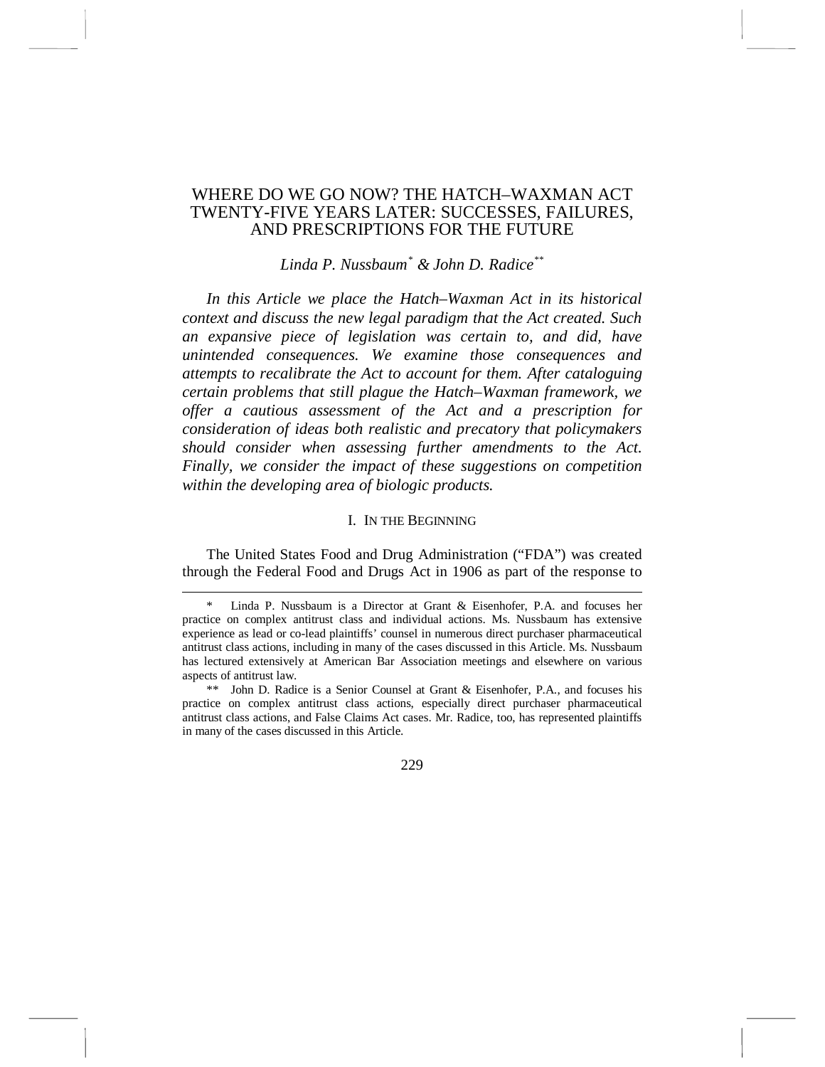# WHERE DO WE GO NOW? THE HATCH–WAXMAN ACT TWENTY-FIVE YEARS LATER: SUCCESSES, FAILURES, AND PRESCRIPTIONS FOR THE FUTURE

*Linda P. Nussbaum*[*] *& John D. Radice*[**]

*In this Article we place the Hatch–Waxman Act in its historical context and discuss the new legal paradigm that the Act created. Such an expansive piece of legislation was certain to, and did, have unintended consequences. We examine those consequences and attempts to recalibrate the Act to account for them. After cataloguing certain problems that still plague the Hatch–Waxman framework, we offer a cautious assessment of the Act and a prescription for consideration of ideas both realistic and precatory that policymakers should consider when assessing further amendments to the Act. Finally, we consider the impact of these suggestions on competition within the developing area of biologic products.*

## I. IN THE BEGINNING

The United States Food and Drug Administration ("FDA") was created through the Federal Food and Drugs Act in 1906 as part of the response to

---

\* Linda P. Nussbaum is a Director at Grant & Eisenhofer, P.A. and focuses her practice on complex antitrust class and individual actions. Ms. Nussbaum has extensive experience as lead or co-lead plaintiffs' counsel in numerous direct purchaser pharmaceutical antitrust class actions, including in many of the cases discussed in this Article. Ms. Nussbaum has lectured extensively at American Bar Association meetings and elsewhere on various aspects of antitrust law.

\*\* John D. Radice is a Senior Counsel at Grant & Eisenhofer, P.A., and focuses his practice on complex antitrust class actions, especially direct purchaser pharmaceutical antitrust class actions, and False Claims Act cases. Mr. Radice, too, has represented plaintiffs in many of the cases discussed in this Article.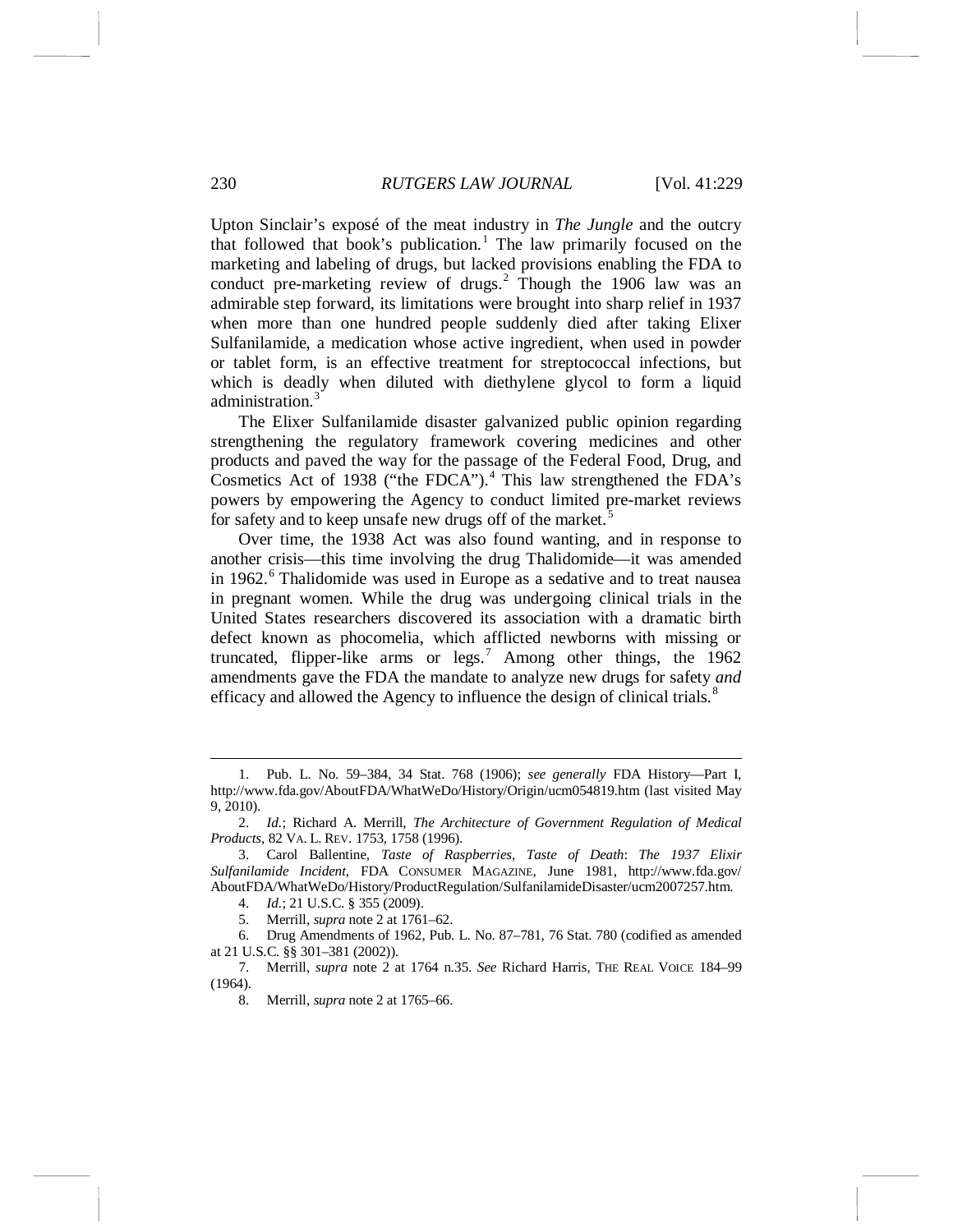Upton Sinclair's exposé of the meat industry in *The Jungle* and the outcry that followed that book's publication.[1] The law primarily focused on the marketing and labeling of drugs, but lacked provisions enabling the FDA to conduct pre-marketing review of drugs.[2] Though the 1906 law was an admirable step forward, its limitations were brought into sharp relief in 1937 when more than one hundred people suddenly died after taking Elixer Sulfanilamide, a medication whose active ingredient, when used in powder or tablet form, is an effective treatment for streptococcal infections, but which is deadly when diluted with diethylene glycol to form a liquid administration.[3]

The Elixer Sulfanilamide disaster galvanized public opinion regarding strengthening the regulatory framework covering medicines and other products and paved the way for the passage of the Federal Food, Drug, and Cosmetics Act of 1938 ("the FDCA").[4] This law strengthened the FDA's powers by empowering the Agency to conduct limited pre-market reviews for safety and to keep unsafe new drugs off of the market.[5]

Over time, the 1938 Act was also found wanting, and in response to another crisis—this time involving the drug Thalidomide—it was amended in 1962.[6] Thalidomide was used in Europe as a sedative and to treat nausea in pregnant women. While the drug was undergoing clinical trials in the United States researchers discovered its association with a dramatic birth defect known as phocomelia, which afflicted newborns with missing or truncated, flipper-like arms or legs.[7] Among other things, the 1962 amendments gave the FDA the mandate to analyze new drugs for safety *and* efficacy and allowed the Agency to influence the design of clinical trials.[8]

---

1. Pub. L. No. 59–384, 34 Stat. 768 (1906); *see generally* FDA History—Part I, http://www.fda.gov/AboutFDA/WhatWeDo/History/Origin/ucm054819.htm (last visited May 9, 2010).

2. *Id.*; Richard A. Merrill, *The Architecture of Government Regulation of Medical Products*, 82 VA. L. REV. 1753, 1758 (1996).

3. Carol Ballentine, *Taste of Raspberries, Taste of Death*: *The 1937 Elixir Sulfanilamide Incident*, FDA CONSUMER MAGAZINE, June 1981, http://www.fda.gov/AboutFDA/WhatWeDo/History/ProductRegulation/SulfanilamideDisaster/ucm2007257.htm.

4. *Id.*; 21 U.S.C. § 355 (2009).

5. Merrill, *supra* note 2 at 1761–62.

6. Drug Amendments of 1962, Pub. L. No. 87–781, 76 Stat. 780 (codified as amended at 21 U.S.C. §§ 301–381 (2002)).

7. Merrill, *supra* note 2 at 1764 n.35. *See* Richard Harris, THE REAL VOICE 184–99 (1964).

8. Merrill, *supra* note 2 at 1765–66.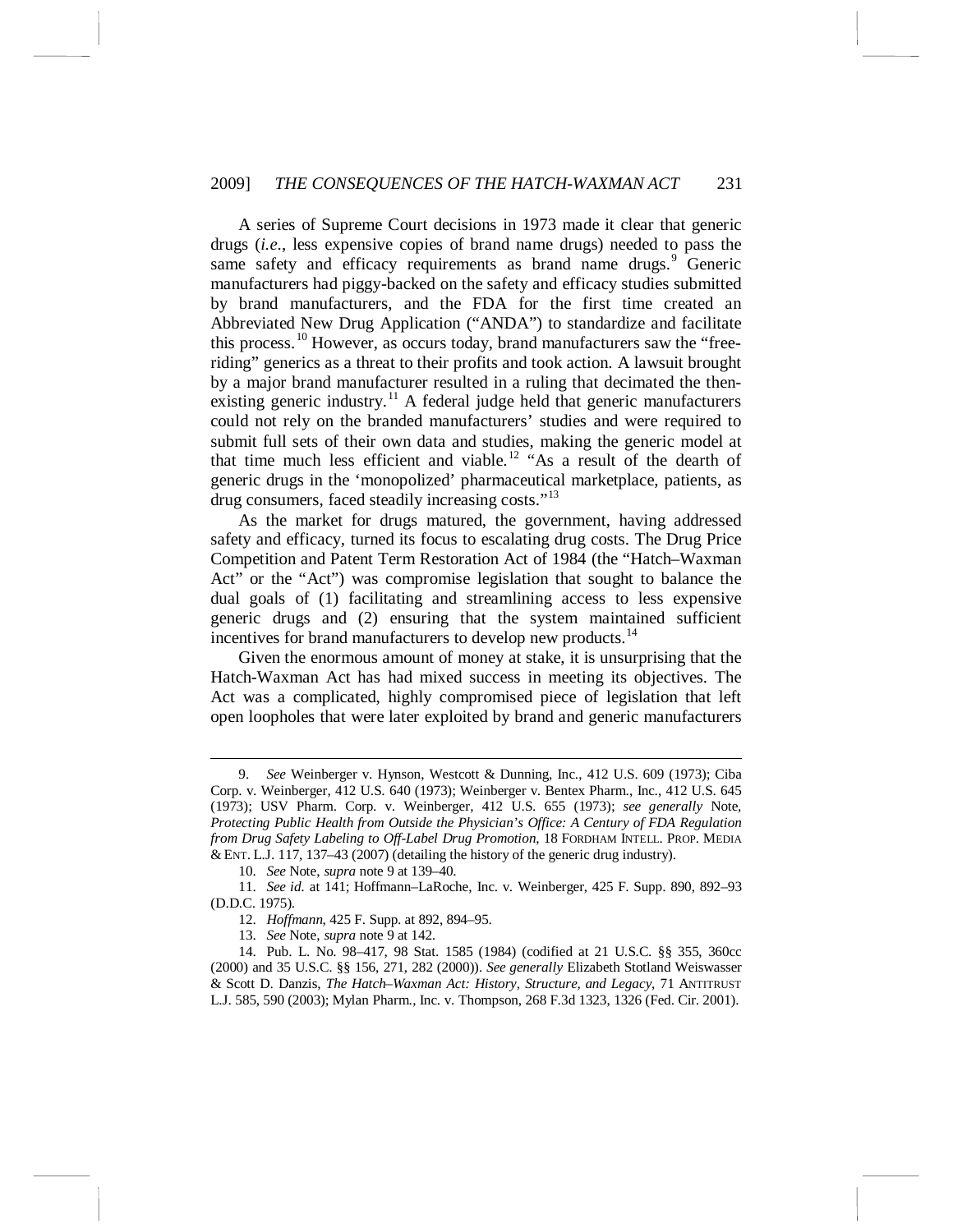A series of Supreme Court decisions in 1973 made it clear that generic drugs (*i.e.*, less expensive copies of brand name drugs) needed to pass the same safety and efficacy requirements as brand name drugs.[9] Generic manufacturers had piggy-backed on the safety and efficacy studies submitted by brand manufacturers, and the FDA for the first time created an Abbreviated New Drug Application ("ANDA") to standardize and facilitate this process.[10] However, as occurs today, brand manufacturers saw the "free-riding" generics as a threat to their profits and took action. A lawsuit brought by a major brand manufacturer resulted in a ruling that decimated the then-existing generic industry.[11] A federal judge held that generic manufacturers could not rely on the branded manufacturers' studies and were required to submit full sets of their own data and studies, making the generic model at that time much less efficient and viable.[12] "As a result of the dearth of generic drugs in the 'monopolized' pharmaceutical marketplace, patients, as drug consumers, faced steadily increasing costs."[13]

As the market for drugs matured, the government, having addressed safety and efficacy, turned its focus to escalating drug costs. The Drug Price Competition and Patent Term Restoration Act of 1984 (the "Hatch–Waxman Act" or the "Act") was compromise legislation that sought to balance the dual goals of (1) facilitating and streamlining access to less expensive generic drugs and (2) ensuring that the system maintained sufficient incentives for brand manufacturers to develop new products.[14]

Given the enormous amount of money at stake, it is unsurprising that the Hatch-Waxman Act has had mixed success in meeting its objectives. The Act was a complicated, highly compromised piece of legislation that left open loopholes that were later exploited by brand and generic manufacturers

---

9. *See* Weinberger v. Hynson, Westcott & Dunning, Inc., 412 U.S. 609 (1973); Ciba Corp. v. Weinberger, 412 U.S. 640 (1973); Weinberger v. Bentex Pharm., Inc., 412 U.S. 645 (1973); USV Pharm. Corp. v. Weinberger, 412 U.S. 655 (1973); *see generally* Note, *Protecting Public Health from Outside the Physician's Office: A Century of FDA Regulation from Drug Safety Labeling to Off-Label Drug Promotion*, 18 FORDHAM INTELL. PROP. MEDIA & ENT. L.J. 117, 137–43 (2007) (detailing the history of the generic drug industry).

10. *See* Note, *supra* note 9 at 139–40.

11. *See id.* at 141; Hoffmann–LaRoche, Inc. v. Weinberger, 425 F. Supp. 890, 892–93 (D.D.C. 1975).

12. *Hoffmann*, 425 F. Supp. at 892, 894–95.

13. *See* Note, *supra* note 9 at 142.

14. Pub. L. No. 98–417, 98 Stat. 1585 (1984) (codified at 21 U.S.C. §§ 355, 360cc (2000) and 35 U.S.C. §§ 156, 271, 282 (2000)). *See generally* Elizabeth Stotland Weiswasser & Scott D. Danzis, *The Hatch–Waxman Act: History, Structure, and Legacy*, 71 ANTITRUST L.J. 585, 590 (2003); Mylan Pharm., Inc. v. Thompson, 268 F.3d 1323, 1326 (Fed. Cir. 2001).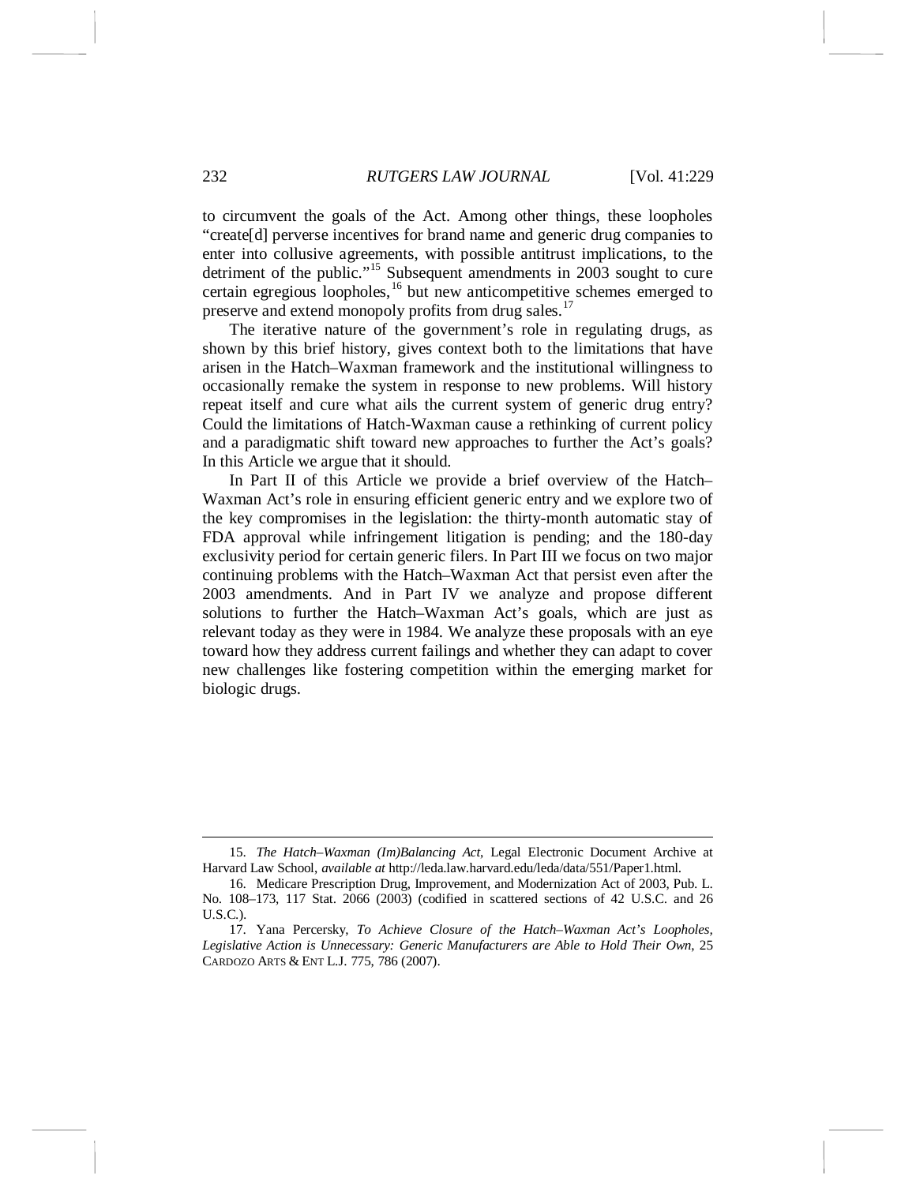to circumvent the goals of the Act. Among other things, these loopholes "create[d] perverse incentives for brand name and generic drug companies to enter into collusive agreements, with possible antitrust implications, to the detriment of the public."[15] Subsequent amendments in 2003 sought to cure certain egregious loopholes,[16] but new anticompetitive schemes emerged to preserve and extend monopoly profits from drug sales.[17]

The iterative nature of the government's role in regulating drugs, as shown by this brief history, gives context both to the limitations that have arisen in the Hatch–Waxman framework and the institutional willingness to occasionally remake the system in response to new problems. Will history repeat itself and cure what ails the current system of generic drug entry? Could the limitations of Hatch-Waxman cause a rethinking of current policy and a paradigmatic shift toward new approaches to further the Act's goals? In this Article we argue that it should.

In Part II of this Article we provide a brief overview of the Hatch–Waxman Act's role in ensuring efficient generic entry and we explore two of the key compromises in the legislation: the thirty-month automatic stay of FDA approval while infringement litigation is pending; and the 180-day exclusivity period for certain generic filers. In Part III we focus on two major continuing problems with the Hatch–Waxman Act that persist even after the 2003 amendments. And in Part IV we analyze and propose different solutions to further the Hatch–Waxman Act's goals, which are just as relevant today as they were in 1984. We analyze these proposals with an eye toward how they address current failings and whether they can adapt to cover new challenges like fostering competition within the emerging market for biologic drugs.

---

15. *The Hatch–Waxman (Im)Balancing Act*, Legal Electronic Document Archive at Harvard Law School, *available at* http://leda.law.harvard.edu/leda/data/551/Paper1.html.

16. Medicare Prescription Drug, Improvement, and Modernization Act of 2003, Pub. L. No. 108–173, 117 Stat. 2066 (2003) (codified in scattered sections of 42 U.S.C. and 26 U.S.C.).

17. Yana Percersky, *To Achieve Closure of the Hatch–Waxman Act's Loopholes, Legislative Action is Unnecessary: Generic Manufacturers are Able to Hold Their Own*, 25 CARDOZO ARTS & ENT L.J. 775, 786 (2007).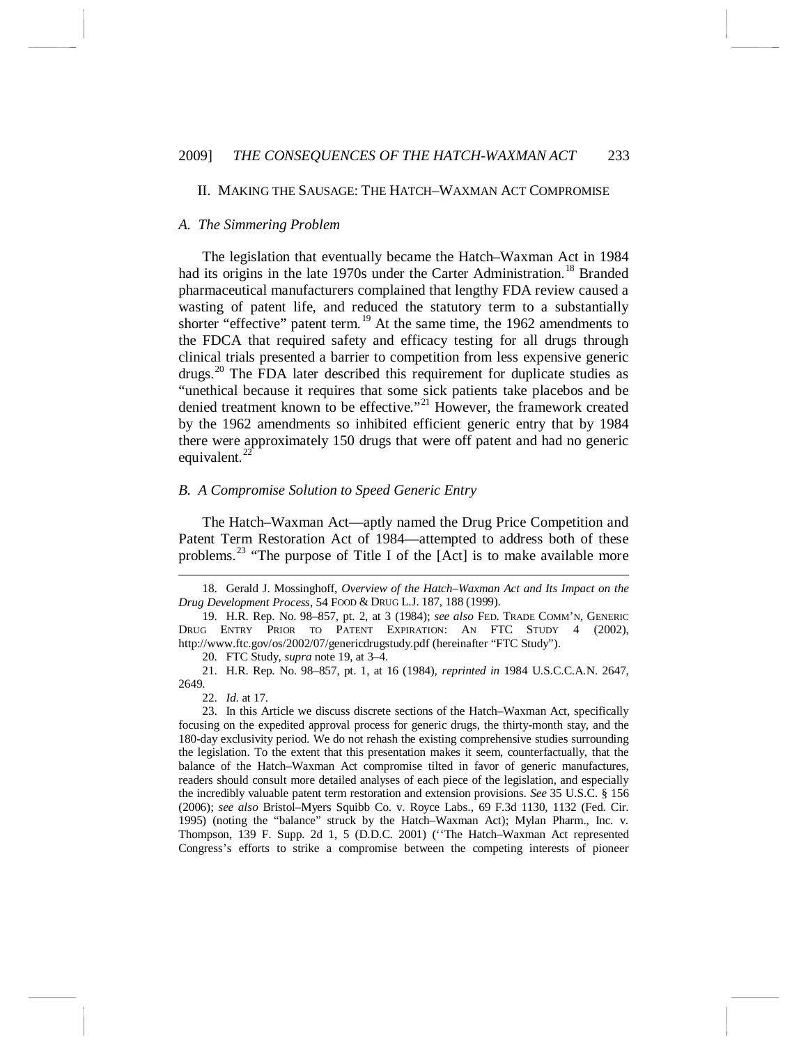## II. Making the Sausage: The Hatch–Waxman Act Compromise

### *A. The Simmering Problem*

The legislation that eventually became the Hatch–Waxman Act in 1984 had its origins in the late 1970s under the Carter Administration.[18] Branded pharmaceutical manufacturers complained that lengthy FDA review caused a wasting of patent life, and reduced the statutory term to a substantially shorter "effective" patent term.[19] At the same time, the 1962 amendments to the FDCA that required safety and efficacy testing for all drugs through clinical trials presented a barrier to competition from less expensive generic drugs.[20] The FDA later described this requirement for duplicate studies as "unethical because it requires that some sick patients take placebos and be denied treatment known to be effective."[21] However, the framework created by the 1962 amendments so inhibited efficient generic entry that by 1984 there were approximately 150 drugs that were off patent and had no generic equivalent.[22]

### *B. A Compromise Solution to Speed Generic Entry*

The Hatch–Waxman Act—aptly named the Drug Price Competition and Patent Term Restoration Act of 1984—attempted to address both of these problems.[23] "The purpose of Title I of the [Act] is to make available more

---

18. Gerald J. Mossinghoff, *Overview of the Hatch–Waxman Act and Its Impact on the Drug Development Process*, 54 FOOD & DRUG L.J. 187, 188 (1999).

19. H.R. Rep. No. 98–857, pt. 2, at 3 (1984); *see also* FED. TRADE COMM'N, GENERIC DRUG ENTRY PRIOR TO PATENT EXPIRATION: AN FTC STUDY 4 (2002), http://www.ftc.gov/os/2002/07/genericdrugstudy.pdf (hereinafter "FTC Study").

20. FTC Study, *supra* note 19, at 3–4.

21. H.R. Rep. No. 98–857, pt. 1, at 16 (1984), *reprinted in* 1984 U.S.C.C.A.N. 2647, 2649.

22. *Id.* at 17.

23. In this Article we discuss discrete sections of the Hatch–Waxman Act, specifically focusing on the expedited approval process for generic drugs, the thirty-month stay, and the 180-day exclusivity period. We do not rehash the existing comprehensive studies surrounding the legislation. To the extent that this presentation makes it seem, counterfactually, that the balance of the Hatch–Waxman Act compromise tilted in favor of generic manufactures, readers should consult more detailed analyses of each piece of the legislation, and especially the incredibly valuable patent term restoration and extension provisions. *See* 35 U.S.C. § 156 (2006); *see also* Bristol–Myers Squibb Co. v. Royce Labs., 69 F.3d 1130, 1132 (Fed. Cir. 1995) (noting the "balance" struck by the Hatch–Waxman Act); Mylan Pharm., Inc. v. Thompson, 139 F. Supp. 2d 1, 5 (D.D.C. 2001) (''The Hatch–Waxman Act represented Congress's efforts to strike a compromise between the competing interests of pioneer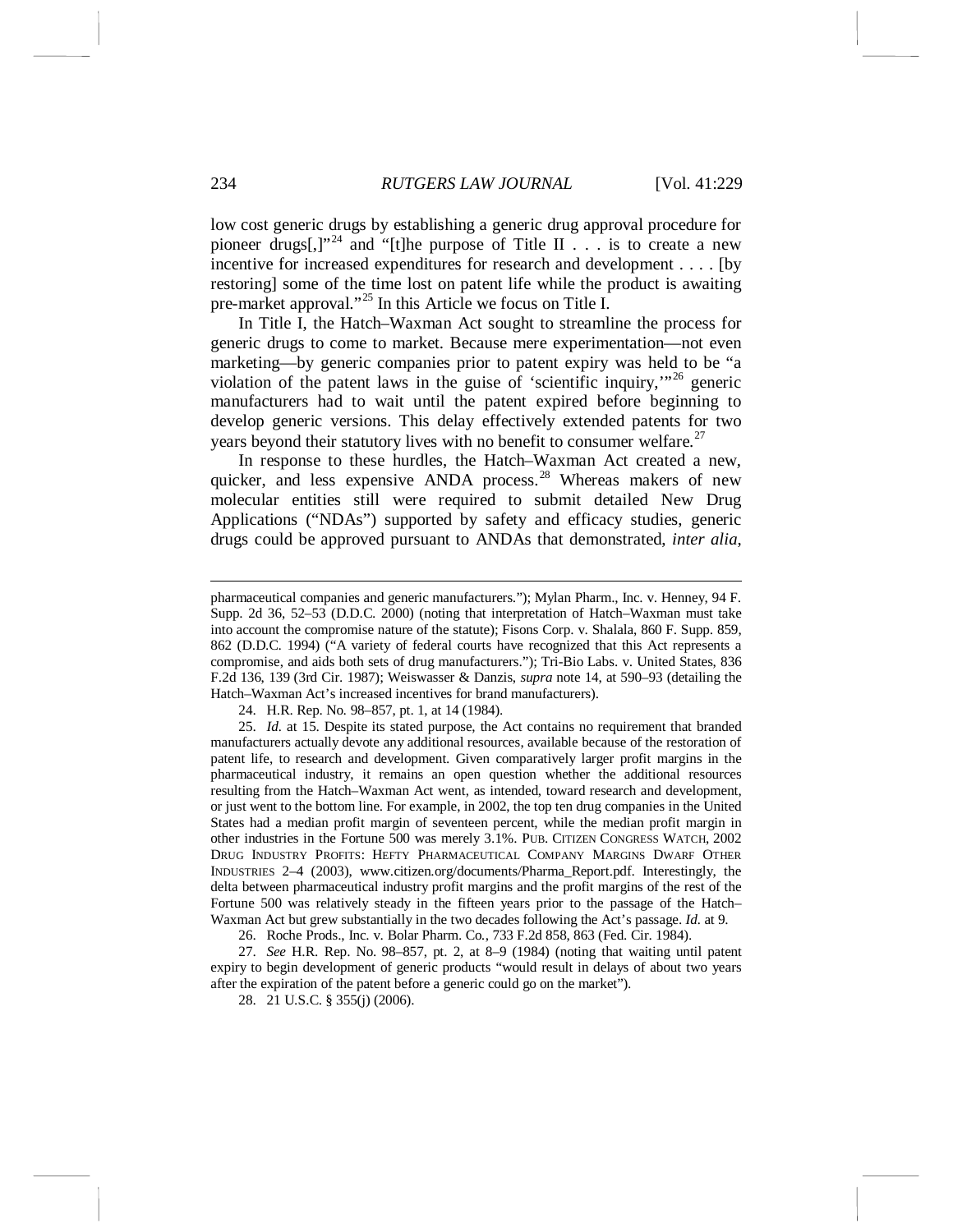low cost generic drugs by establishing a generic drug approval procedure for pioneer drugs[,]"[24] and "[t]he purpose of Title II . . . is to create a new incentive for increased expenditures for research and development . . . . [by restoring] some of the time lost on patent life while the product is awaiting pre-market approval."[25] In this Article we focus on Title I.

In Title I, the Hatch–Waxman Act sought to streamline the process for generic drugs to come to market. Because mere experimentation—not even marketing—by generic companies prior to patent expiry was held to be "a violation of the patent laws in the guise of 'scientific inquiry,'"[26] generic manufacturers had to wait until the patent expired before beginning to develop generic versions. This delay effectively extended patents for two years beyond their statutory lives with no benefit to consumer welfare.[27]

In response to these hurdles, the Hatch–Waxman Act created a new, quicker, and less expensive ANDA process.[28] Whereas makers of new molecular entities still were required to submit detailed New Drug Applications ("NDAs") supported by safety and efficacy studies, generic drugs could be approved pursuant to ANDAs that demonstrated, *inter alia*,

---

pharmaceutical companies and generic manufacturers."); Mylan Pharm., Inc. v. Henney, 94 F. Supp. 2d 36, 52–53 (D.D.C. 2000) (noting that interpretation of Hatch–Waxman must take into account the compromise nature of the statute); Fisons Corp. v. Shalala, 860 F. Supp. 859, 862 (D.D.C. 1994) ("A variety of federal courts have recognized that this Act represents a compromise, and aids both sets of drug manufacturers."); Tri-Bio Labs. v. United States, 836 F.2d 136, 139 (3rd Cir. 1987); Weiswasser & Danzis, *supra* note 14, at 590–93 (detailing the Hatch–Waxman Act's increased incentives for brand manufacturers).

24. H.R. Rep. No. 98–857, pt. 1, at 14 (1984).

25. *Id.* at 15. Despite its stated purpose, the Act contains no requirement that branded manufacturers actually devote any additional resources, available because of the restoration of patent life, to research and development. Given comparatively larger profit margins in the pharmaceutical industry, it remains an open question whether the additional resources resulting from the Hatch–Waxman Act went, as intended, toward research and development, or just went to the bottom line. For example, in 2002, the top ten drug companies in the United States had a median profit margin of seventeen percent, while the median profit margin in other industries in the Fortune 500 was merely 3.1%. PUB. CITIZEN CONGRESS WATCH, 2002 DRUG INDUSTRY PROFITS: HEFTY PHARMACEUTICAL COMPANY MARGINS DWARF OTHER INDUSTRIES 2–4 (2003), www.citizen.org/documents/Pharma_Report.pdf. Interestingly, the delta between pharmaceutical industry profit margins and the profit margins of the rest of the Fortune 500 was relatively steady in the fifteen years prior to the passage of the Hatch–Waxman Act but grew substantially in the two decades following the Act's passage. *Id.* at 9.

26. Roche Prods., Inc. v. Bolar Pharm. Co., 733 F.2d 858, 863 (Fed. Cir. 1984).

27. *See* H.R. Rep. No. 98–857, pt. 2, at 8–9 (1984) (noting that waiting until patent expiry to begin development of generic products "would result in delays of about two years after the expiration of the patent before a generic could go on the market").

28. 21 U.S.C. § 355(j) (2006).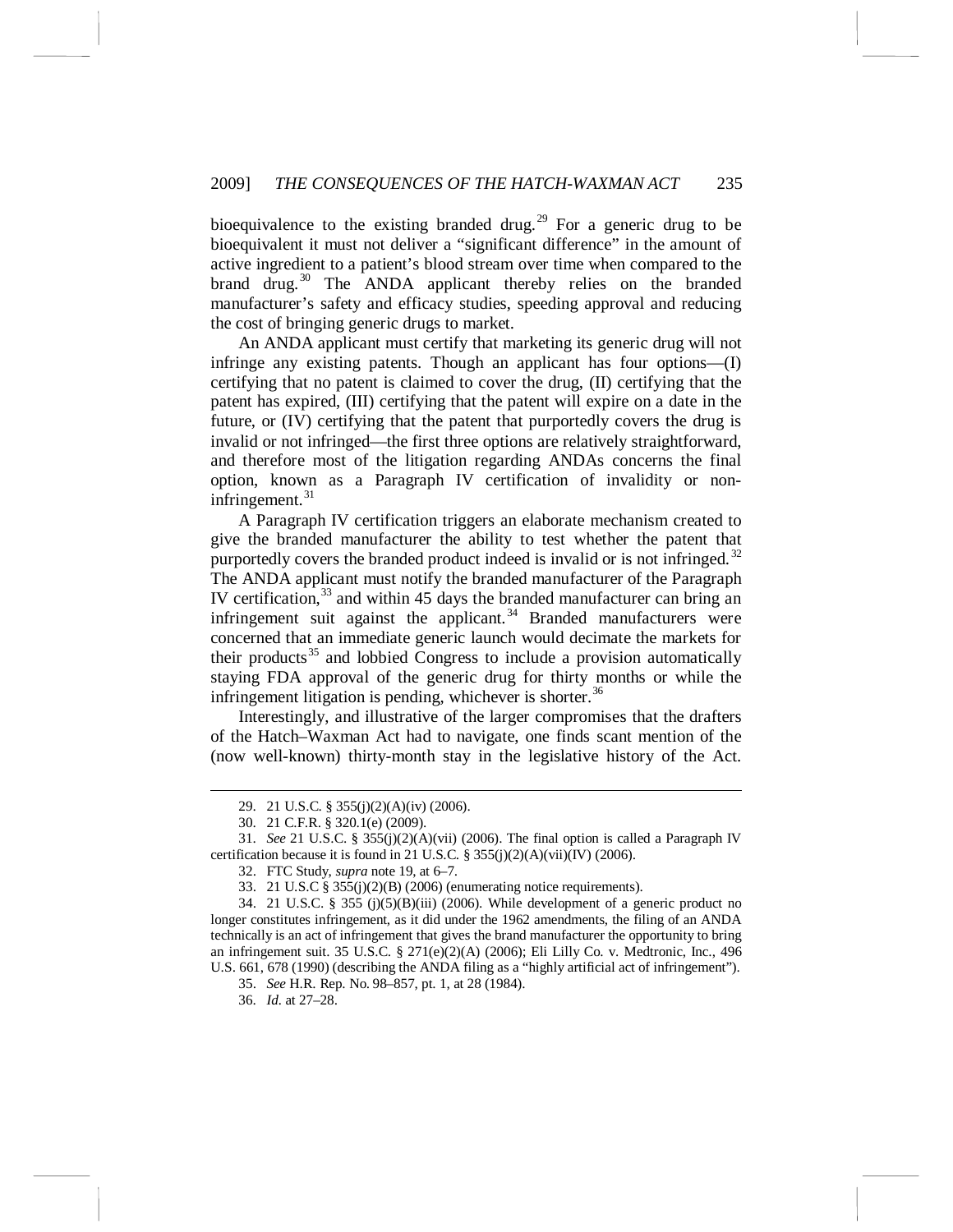bioequivalence to the existing branded drug.[29] For a generic drug to be bioequivalent it must not deliver a "significant difference" in the amount of active ingredient to a patient's blood stream over time when compared to the brand drug.[30] The ANDA applicant thereby relies on the branded manufacturer's safety and efficacy studies, speeding approval and reducing the cost of bringing generic drugs to market.

An ANDA applicant must certify that marketing its generic drug will not infringe any existing patents. Though an applicant has four options—(I) certifying that no patent is claimed to cover the drug, (II) certifying that the patent has expired, (III) certifying that the patent will expire on a date in the future, or (IV) certifying that the patent that purportedly covers the drug is invalid or not infringed—the first three options are relatively straightforward, and therefore most of the litigation regarding ANDAs concerns the final option, known as a Paragraph IV certification of invalidity or non-infringement.[31]

A Paragraph IV certification triggers an elaborate mechanism created to give the branded manufacturer the ability to test whether the patent that purportedly covers the branded product indeed is invalid or is not infringed.[32] The ANDA applicant must notify the branded manufacturer of the Paragraph IV certification,[33] and within 45 days the branded manufacturer can bring an infringement suit against the applicant.[34] Branded manufacturers were concerned that an immediate generic launch would decimate the markets for their products[35] and lobbied Congress to include a provision automatically staying FDA approval of the generic drug for thirty months or while the infringement litigation is pending, whichever is shorter.[36]

Interestingly, and illustrative of the larger compromises that the drafters of the Hatch–Waxman Act had to navigate, one finds scant mention of the (now well-known) thirty-month stay in the legislative history of the Act.

---

29. 21 U.S.C. § 355(j)(2)(A)(iv) (2006).

30. 21 C.F.R. § 320.1(e) (2009).

31. *See* 21 U.S.C. § 355(j)(2)(A)(vii) (2006). The final option is called a Paragraph IV certification because it is found in 21 U.S.C. § 355(j)(2)(A)(vii)(IV) (2006).

32. FTC Study, *supra* note 19, at 6–7.

33. 21 U.S.C § 355(j)(2)(B) (2006) (enumerating notice requirements).

34. 21 U.S.C. § 355 (j)(5)(B)(iii) (2006). While development of a generic product no longer constitutes infringement, as it did under the 1962 amendments, the filing of an ANDA technically is an act of infringement that gives the brand manufacturer the opportunity to bring an infringement suit. 35 U.S.C. § 271(e)(2)(A) (2006); Eli Lilly Co. v. Medtronic, Inc., 496 U.S. 661, 678 (1990) (describing the ANDA filing as a "highly artificial act of infringement").

35. *See* H.R. Rep. No. 98–857, pt. 1, at 28 (1984).

36. *Id.* at 27–28.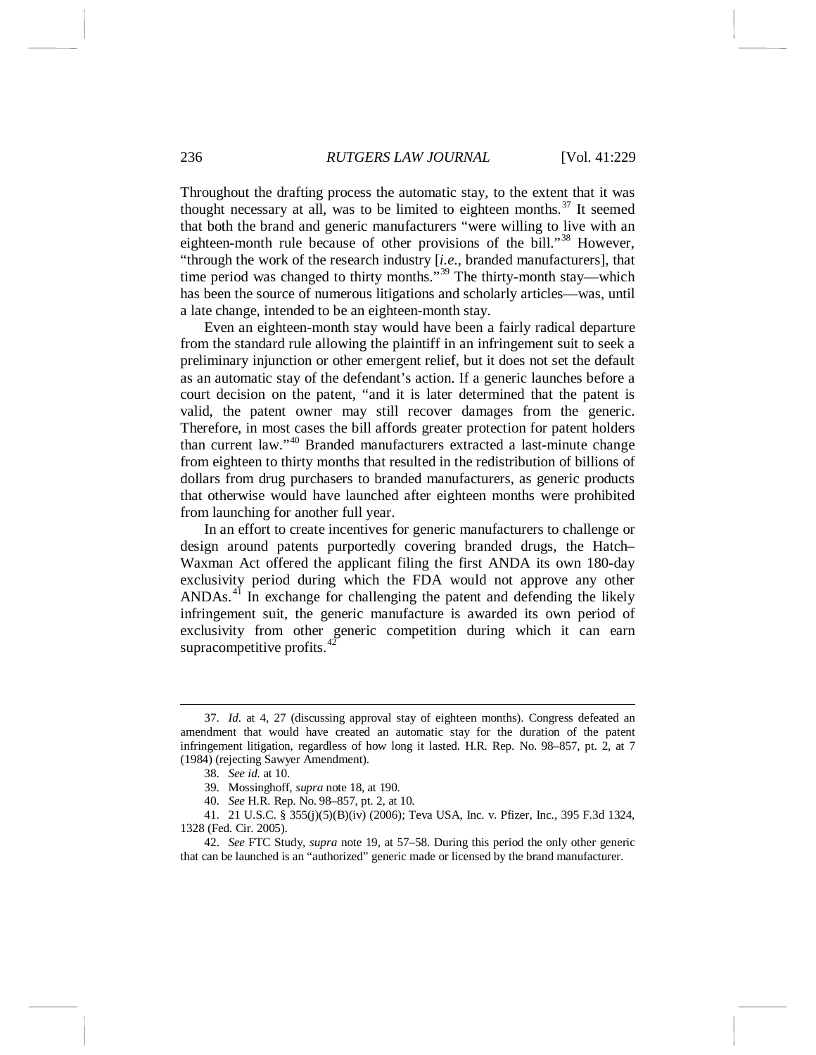Throughout the drafting process the automatic stay, to the extent that it was thought necessary at all, was to be limited to eighteen months.[37] It seemed that both the brand and generic manufacturers "were willing to live with an eighteen-month rule because of other provisions of the bill."[38] However, "through the work of the research industry [*i.e.*, branded manufacturers], that time period was changed to thirty months."[39] The thirty-month stay—which has been the source of numerous litigations and scholarly articles—was, until a late change, intended to be an eighteen-month stay.

Even an eighteen-month stay would have been a fairly radical departure from the standard rule allowing the plaintiff in an infringement suit to seek a preliminary injunction or other emergent relief, but it does not set the default as an automatic stay of the defendant's action. If a generic launches before a court decision on the patent, "and it is later determined that the patent is valid, the patent owner may still recover damages from the generic. Therefore, in most cases the bill affords greater protection for patent holders than current law."[40] Branded manufacturers extracted a last-minute change from eighteen to thirty months that resulted in the redistribution of billions of dollars from drug purchasers to branded manufacturers, as generic products that otherwise would have launched after eighteen months were prohibited from launching for another full year.

In an effort to create incentives for generic manufacturers to challenge or design around patents purportedly covering branded drugs, the Hatch–Waxman Act offered the applicant filing the first ANDA its own 180-day exclusivity period during which the FDA would not approve any other ANDAs.[41] In exchange for challenging the patent and defending the likely infringement suit, the generic manufacture is awarded its own period of exclusivity from other generic competition during which it can earn supracompetitive profits.[42]

---

37. *Id.* at 4, 27 (discussing approval stay of eighteen months). Congress defeated an amendment that would have created an automatic stay for the duration of the patent infringement litigation, regardless of how long it lasted. H.R. Rep. No. 98–857, pt. 2, at 7 (1984) (rejecting Sawyer Amendment).

38. *See id.* at 10.

39. Mossinghoff, *supra* note 18, at 190.

40. *See* H.R. Rep. No. 98–857, pt. 2, at 10.

41. 21 U.S.C. § 355(j)(5)(B)(iv) (2006); Teva USA, Inc. v. Pfizer, Inc., 395 F.3d 1324, 1328 (Fed. Cir. 2005).

42. *See* FTC Study, *supra* note 19, at 57–58. During this period the only other generic that can be launched is an "authorized" generic made or licensed by the brand manufacturer.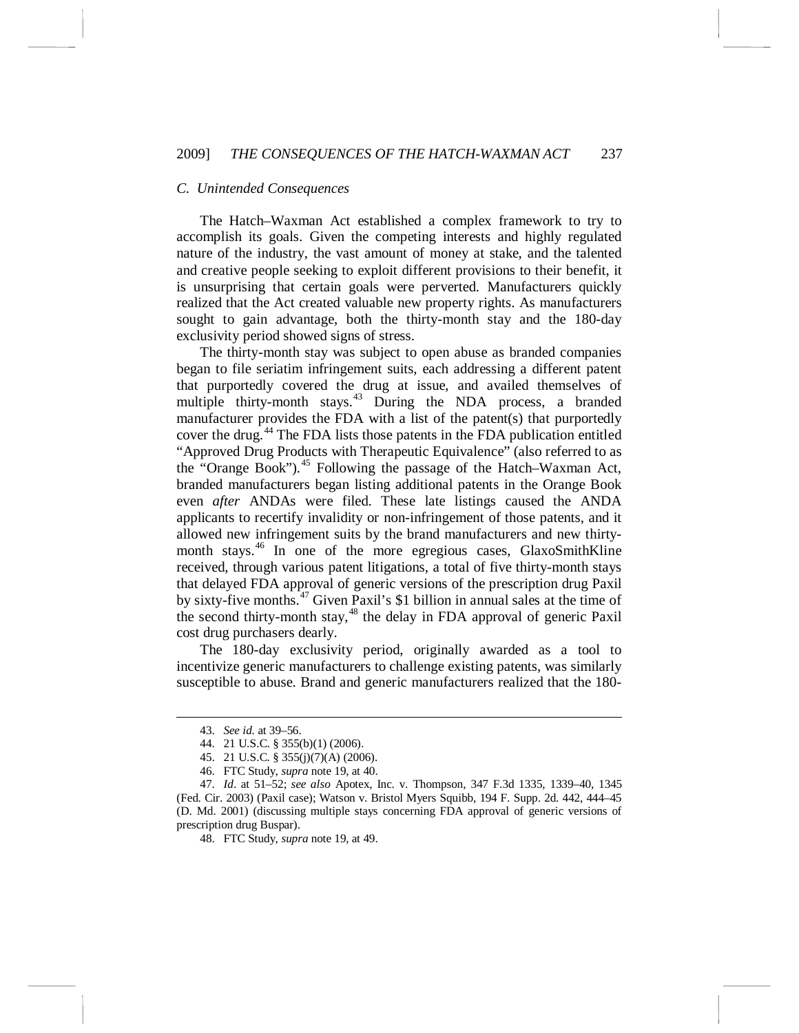### C. Unintended Consequences

The Hatch–Waxman Act established a complex framework to try to accomplish its goals. Given the competing interests and highly regulated nature of the industry, the vast amount of money at stake, and the talented and creative people seeking to exploit different provisions to their benefit, it is unsurprising that certain goals were perverted. Manufacturers quickly realized that the Act created valuable new property rights. As manufacturers sought to gain advantage, both the thirty-month stay and the 180-day exclusivity period showed signs of stress.

The thirty-month stay was subject to open abuse as branded companies began to file seriatim infringement suits, each addressing a different patent that purportedly covered the drug at issue, and availed themselves of multiple thirty-month stays.[43] During the NDA process, a branded manufacturer provides the FDA with a list of the patent(s) that purportedly cover the drug.[44] The FDA lists those patents in the FDA publication entitled "Approved Drug Products with Therapeutic Equivalence" (also referred to as the "Orange Book").[45] Following the passage of the Hatch–Waxman Act, branded manufacturers began listing additional patents in the Orange Book even *after* ANDAs were filed. These late listings caused the ANDA applicants to recertify invalidity or non-infringement of those patents, and it allowed new infringement suits by the brand manufacturers and new thirty-month stays.[46] In one of the more egregious cases, GlaxoSmithKline received, through various patent litigations, a total of five thirty-month stays that delayed FDA approval of generic versions of the prescription drug Paxil by sixty-five months.[47] Given Paxil's $1 billion in annual sales at the time of the second thirty-month stay,[48] the delay in FDA approval of generic Paxil cost drug purchasers dearly.

The 180-day exclusivity period, originally awarded as a tool to incentivize generic manufacturers to challenge existing patents, was similarly susceptible to abuse. Brand and generic manufacturers realized that the 180-

---

43. *See id.* at 39–56.

44. 21 U.S.C. § 355(b)(1) (2006).

45. 21 U.S.C. § 355(j)(7)(A) (2006).

46. FTC Study, *supra* note 19, at 40.

47. *Id.* at 51–52; *see also* Apotex, Inc. v. Thompson, 347 F.3d 1335, 1339–40, 1345 (Fed. Cir. 2003) (Paxil case); Watson v. Bristol Myers Squibb, 194 F. Supp. 2d. 442, 444–45 (D. Md. 2001) (discussing multiple stays concerning FDA approval of generic versions of prescription drug Buspar).

48. FTC Study, *supra* note 19, at 49.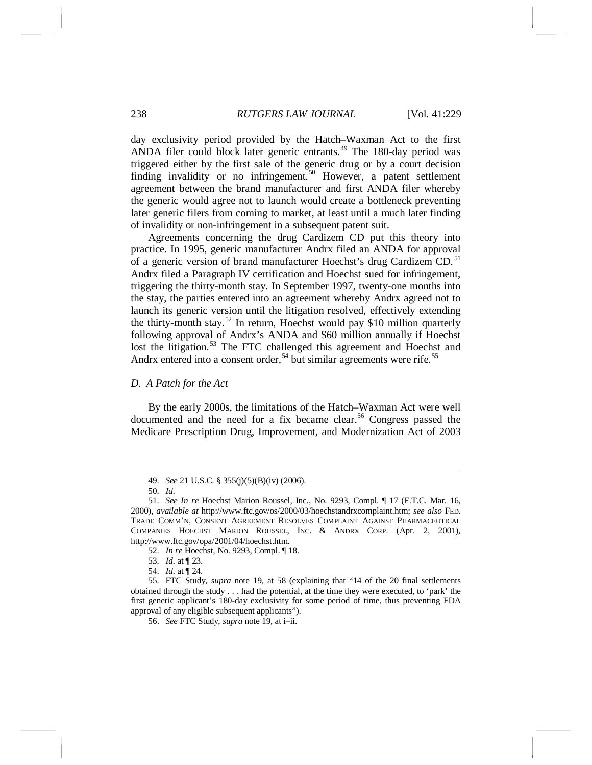day exclusivity period provided by the Hatch–Waxman Act to the first ANDA filer could block later generic entrants.[49] The 180-day period was triggered either by the first sale of the generic drug or by a court decision finding invalidity or no infringement.[50] However, a patent settlement agreement between the brand manufacturer and first ANDA filer whereby the generic would agree not to launch would create a bottleneck preventing later generic filers from coming to market, at least until a much later finding of invalidity or non-infringement in a subsequent patent suit.

Agreements concerning the drug Cardizem CD put this theory into practice. In 1995, generic manufacturer Andrx filed an ANDA for approval of a generic version of brand manufacturer Hoechst's drug Cardizem CD.[51] Andrx filed a Paragraph IV certification and Hoechst sued for infringement, triggering the thirty-month stay. In September 1997, twenty-one months into the stay, the parties entered into an agreement whereby Andrx agreed not to launch its generic version until the litigation resolved, effectively extending the thirty-month stay.[52] In return, Hoechst would pay $10 million quarterly following approval of Andrx's ANDA and $60 million annually if Hoechst lost the litigation.[53] The FTC challenged this agreement and Hoechst and Andrx entered into a consent order,[54] but similar agreements were rife.[55]

### *D. A Patch for the Act*

By the early 2000s, the limitations of the Hatch–Waxman Act were well documented and the need for a fix became clear.[56] Congress passed the Medicare Prescription Drug, Improvement, and Modernization Act of 2003

---

49. *See* 21 U.S.C. § 355(j)(5)(B)(iv) (2006).

50. *Id.*

51. *See In re* Hoechst Marion Roussel, Inc., No. 9293, Compl. ¶ 17 (F.T.C. Mar. 16, 2000), *available at* http://www.ftc.gov/os/2000/03/hoechstandrxcomplaint.htm; *see also* FED. TRADE COMM'N, CONSENT AGREEMENT RESOLVES COMPLAINT AGAINST PHARMACEUTICAL COMPANIES HOECHST MARION ROUSSEL, INC. & ANDRX CORP. (Apr. 2, 2001), http://www.ftc.gov/opa/2001/04/hoechst.htm.

52. *In re* Hoechst, No. 9293, Compl. ¶ 18.

53. *Id.* at ¶ 23.

54. *Id.* at ¶ 24.

55. FTC Study, *supra* note 19, at 58 (explaining that "14 of the 20 final settlements obtained through the study . . . had the potential, at the time they were executed, to 'park' the first generic applicant's 180-day exclusivity for some period of time, thus preventing FDA approval of any eligible subsequent applicants").

56. *See* FTC Study, *supra* note 19, at i–ii.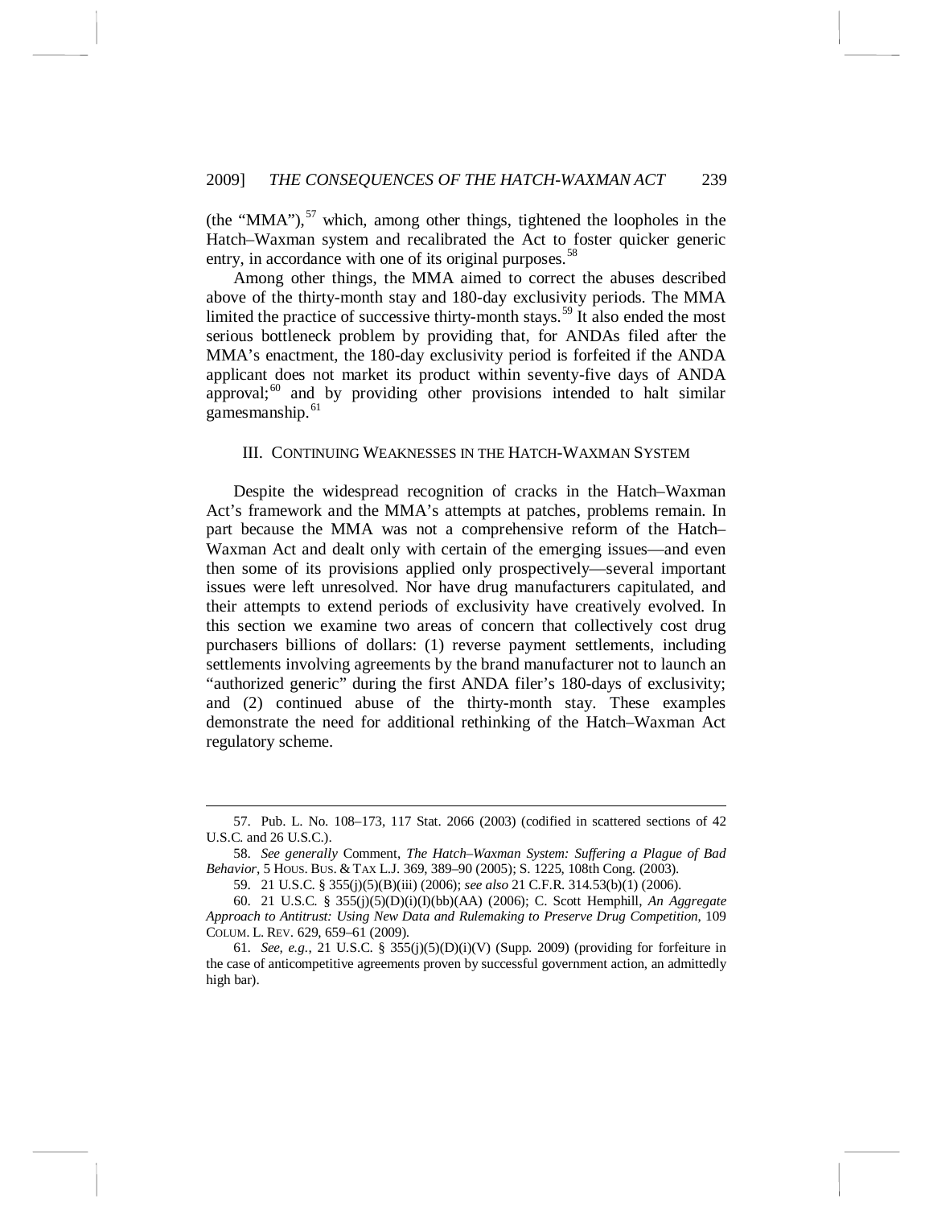(the "MMA"),[57] which, among other things, tightened the loopholes in the Hatch–Waxman system and recalibrated the Act to foster quicker generic entry, in accordance with one of its original purposes.[58]

Among other things, the MMA aimed to correct the abuses described above of the thirty-month stay and 180-day exclusivity periods. The MMA limited the practice of successive thirty-month stays.[59] It also ended the most serious bottleneck problem by providing that, for ANDAs filed after the MMA's enactment, the 180-day exclusivity period is forfeited if the ANDA applicant does not market its product within seventy-five days of ANDA approval;[60] and by providing other provisions intended to halt similar gamesmanship.[61]

## III. Continuing Weaknesses in the Hatch-Waxman System

Despite the widespread recognition of cracks in the Hatch–Waxman Act's framework and the MMA's attempts at patches, problems remain. In part because the MMA was not a comprehensive reform of the Hatch–Waxman Act and dealt only with certain of the emerging issues—and even then some of its provisions applied only prospectively—several important issues were left unresolved. Nor have drug manufacturers capitulated, and their attempts to extend periods of exclusivity have creatively evolved. In this section we examine two areas of concern that collectively cost drug purchasers billions of dollars: (1) reverse payment settlements, including settlements involving agreements by the brand manufacturer not to launch an "authorized generic" during the first ANDA filer's 180-days of exclusivity; and (2) continued abuse of the thirty-month stay. These examples demonstrate the need for additional rethinking of the Hatch–Waxman Act regulatory scheme.

---

57. Pub. L. No. 108–173, 117 Stat. 2066 (2003) (codified in scattered sections of 42 U.S.C. and 26 U.S.C.).

58. *See generally* Comment, *The Hatch–Waxman System: Suffering a Plague of Bad Behavior*, 5 Hous. Bus. & Tax L.J. 369, 389–90 (2005); S. 1225, 108th Cong. (2003).

59. 21 U.S.C. § 355(j)(5)(B)(iii) (2006); *see also* 21 C.F.R. 314.53(b)(1) (2006).

60. 21 U.S.C. § 355(j)(5)(D)(i)(I)(bb)(AA) (2006); C. Scott Hemphill, *An Aggregate Approach to Antitrust: Using New Data and Rulemaking to Preserve Drug Competition*, 109 Colum. L. Rev. 629, 659–61 (2009).

61. *See, e.g.*, 21 U.S.C. § 355(j)(5)(D)(i)(V) (Supp. 2009) (providing for forfeiture in the case of anticompetitive agreements proven by successful government action, an admittedly high bar).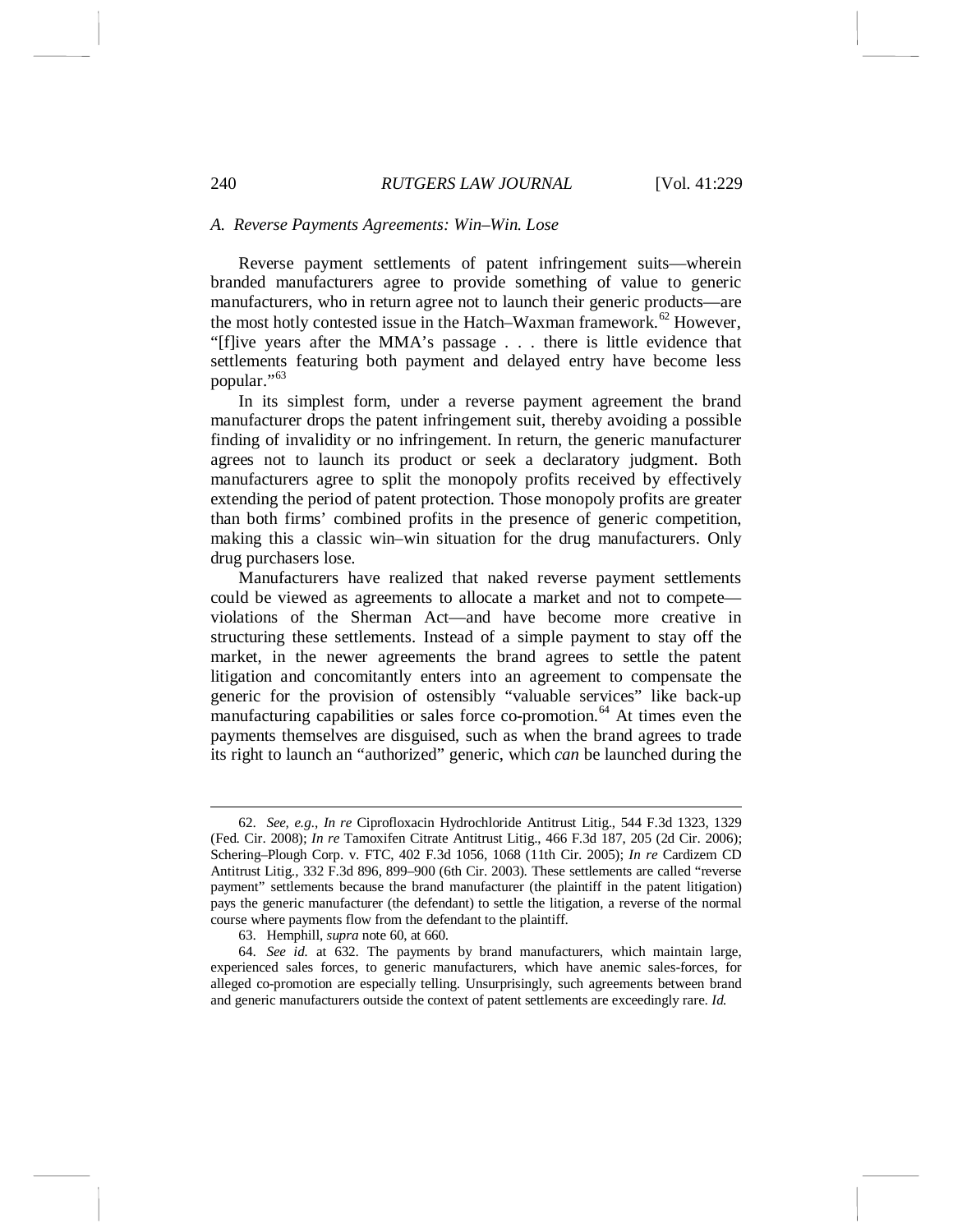### *A. Reverse Payments Agreements: Win–Win. Lose*

Reverse payment settlements of patent infringement suits—wherein branded manufacturers agree to provide something of value to generic manufacturers, who in return agree not to launch their generic products—are the most hotly contested issue in the Hatch–Waxman framework.[62] However, "[f]ive years after the MMA's passage . . . there is little evidence that settlements featuring both payment and delayed entry have become less popular."[63]

In its simplest form, under a reverse payment agreement the brand manufacturer drops the patent infringement suit, thereby avoiding a possible finding of invalidity or no infringement. In return, the generic manufacturer agrees not to launch its product or seek a declaratory judgment. Both manufacturers agree to split the monopoly profits received by effectively extending the period of patent protection. Those monopoly profits are greater than both firms' combined profits in the presence of generic competition, making this a classic win–win situation for the drug manufacturers. Only drug purchasers lose.

Manufacturers have realized that naked reverse payment settlements could be viewed as agreements to allocate a market and not to compete—violations of the Sherman Act—and have become more creative in structuring these settlements. Instead of a simple payment to stay off the market, in the newer agreements the brand agrees to settle the patent litigation and concomitantly enters into an agreement to compensate the generic for the provision of ostensibly "valuable services" like back-up manufacturing capabilities or sales force co-promotion.[64] At times even the payments themselves are disguised, such as when the brand agrees to trade its right to launch an "authorized" generic, which *can* be launched during the

---

62. *See, e.g.*, *In re* Ciprofloxacin Hydrochloride Antitrust Litig., 544 F.3d 1323, 1329 (Fed. Cir. 2008); *In re* Tamoxifen Citrate Antitrust Litig., 466 F.3d 187, 205 (2d Cir. 2006); Schering–Plough Corp. v. FTC, 402 F.3d 1056, 1068 (11th Cir. 2005); *In re* Cardizem CD Antitrust Litig., 332 F.3d 896, 899–900 (6th Cir. 2003). These settlements are called "reverse payment" settlements because the brand manufacturer (the plaintiff in the patent litigation) pays the generic manufacturer (the defendant) to settle the litigation, a reverse of the normal course where payments flow from the defendant to the plaintiff.

63. Hemphill, *supra* note 60, at 660.

64. *See id.* at 632. The payments by brand manufacturers, which maintain large, experienced sales forces, to generic manufacturers, which have anemic sales-forces, for alleged co-promotion are especially telling. Unsurprisingly, such agreements between brand and generic manufacturers outside the context of patent settlements are exceedingly rare. *Id.*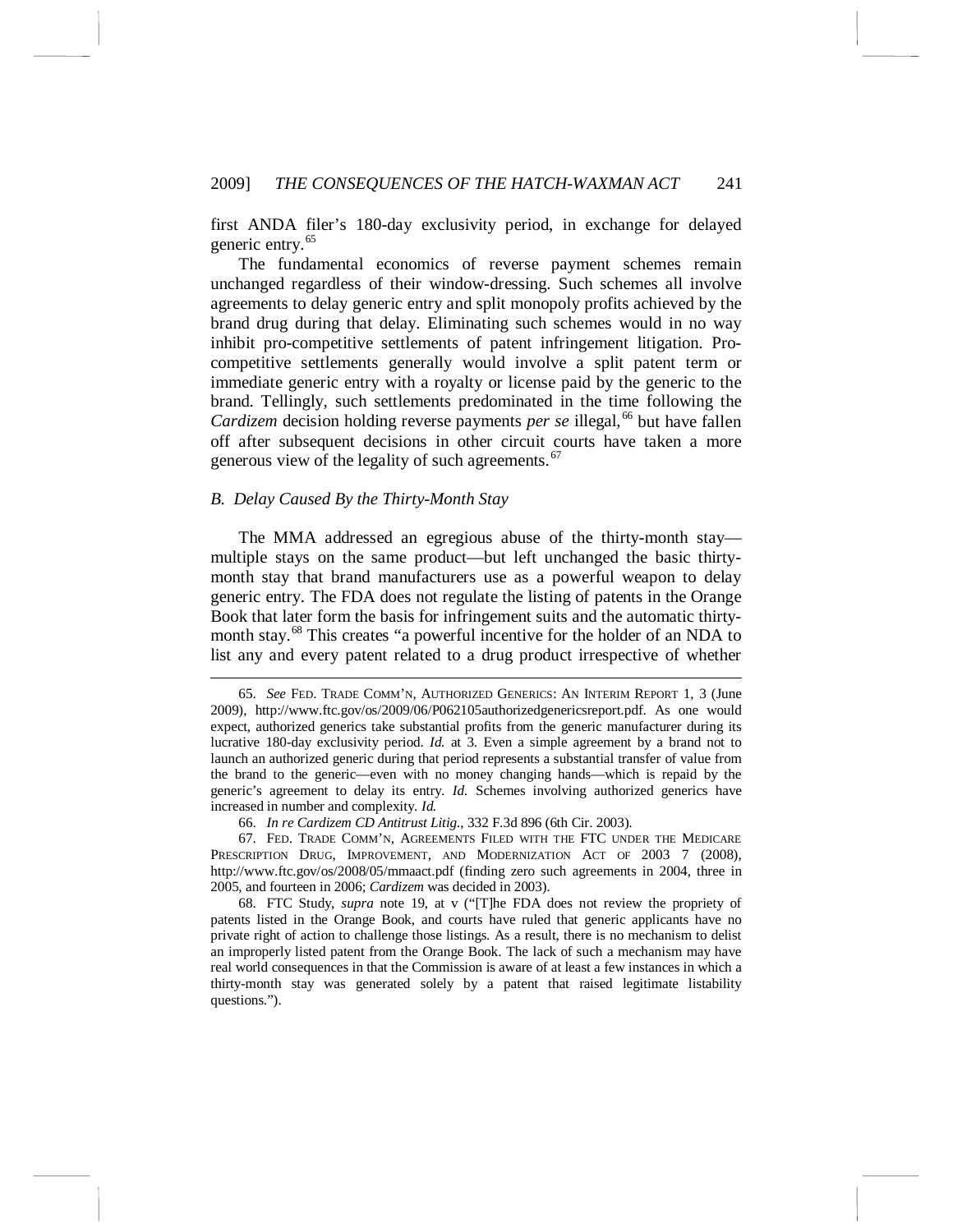first ANDA filer's 180-day exclusivity period, in exchange for delayed generic entry.[65]

The fundamental economics of reverse payment schemes remain unchanged regardless of their window-dressing. Such schemes all involve agreements to delay generic entry and split monopoly profits achieved by the brand drug during that delay. Eliminating such schemes would in no way inhibit pro-competitive settlements of patent infringement litigation. Pro-competitive settlements generally would involve a split patent term or immediate generic entry with a royalty or license paid by the generic to the brand. Tellingly, such settlements predominated in the time following the *Cardizem* decision holding reverse payments *per se* illegal,[66] but have fallen off after subsequent decisions in other circuit courts have taken a more generous view of the legality of such agreements.[67]

### *B. Delay Caused By the Thirty-Month Stay*

The MMA addressed an egregious abuse of the thirty-month stay—multiple stays on the same product—but left unchanged the basic thirty-month stay that brand manufacturers use as a powerful weapon to delay generic entry. The FDA does not regulate the listing of patents in the Orange Book that later form the basis for infringement suits and the automatic thirty-month stay.[68] This creates "a powerful incentive for the holder of an NDA to list any and every patent related to a drug product irrespective of whether

---

65. *See* FED. TRADE COMM'N, AUTHORIZED GENERICS: AN INTERIM REPORT 1, 3 (June 2009), http://www.ftc.gov/os/2009/06/P062105authorizedgenericsreport.pdf. As one would expect, authorized generics take substantial profits from the generic manufacturer during its lucrative 180-day exclusivity period. *Id.* at 3. Even a simple agreement by a brand not to launch an authorized generic during that period represents a substantial transfer of value from the brand to the generic—even with no money changing hands—which is repaid by the generic's agreement to delay its entry. *Id.* Schemes involving authorized generics have increased in number and complexity. *Id.*

66. *In re Cardizem CD Antitrust Litig.*, 332 F.3d 896 (6th Cir. 2003).

67. FED. TRADE COMM'N, AGREEMENTS FILED WITH THE FTC UNDER THE MEDICARE PRESCRIPTION DRUG, IMPROVEMENT, AND MODERNIZATION ACT OF 2003 7 (2008), http://www.ftc.gov/os/2008/05/mmaact.pdf (finding zero such agreements in 2004, three in 2005, and fourteen in 2006; *Cardizem* was decided in 2003).

68. FTC Study, *supra* note 19, at v ("[T]he FDA does not review the propriety of patents listed in the Orange Book, and courts have ruled that generic applicants have no private right of action to challenge those listings. As a result, there is no mechanism to delist an improperly listed patent from the Orange Book. The lack of such a mechanism may have real world consequences in that the Commission is aware of at least a few instances in which a thirty-month stay was generated solely by a patent that raised legitimate listability questions.").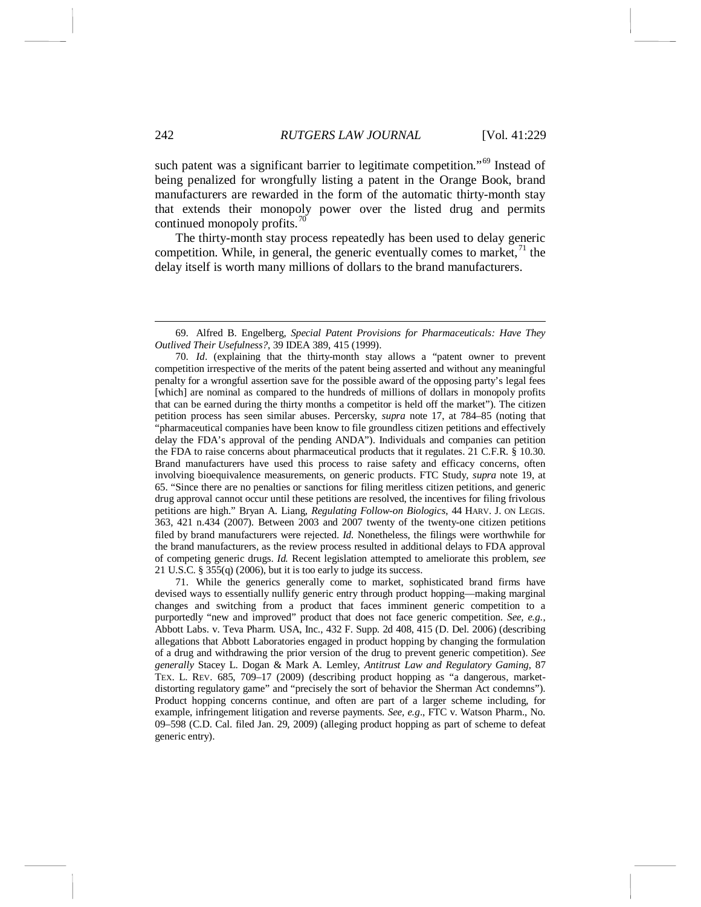such patent was a significant barrier to legitimate competition."[69] Instead of being penalized for wrongfully listing a patent in the Orange Book, brand manufacturers are rewarded in the form of the automatic thirty-month stay that extends their monopoly power over the listed drug and permits continued monopoly profits.[70]

The thirty-month stay process repeatedly has been used to delay generic competition. While, in general, the generic eventually comes to market,[71] the delay itself is worth many millions of dollars to the brand manufacturers.

---

69. Alfred B. Engelberg, *Special Patent Provisions for Pharmaceuticals: Have They Outlived Their Usefulness?*, 39 IDEA 389, 415 (1999).

70. *Id*. (explaining that the thirty-month stay allows a "patent owner to prevent competition irrespective of the merits of the patent being asserted and without any meaningful penalty for a wrongful assertion save for the possible award of the opposing party's legal fees [which] are nominal as compared to the hundreds of millions of dollars in monopoly profits that can be earned during the thirty months a competitor is held off the market"). The citizen petition process has seen similar abuses. Percersky, *supra* note 17, at 784–85 (noting that "pharmaceutical companies have been know to file groundless citizen petitions and effectively delay the FDA's approval of the pending ANDA"). Individuals and companies can petition the FDA to raise concerns about pharmaceutical products that it regulates. 21 C.F.R. § 10.30. Brand manufacturers have used this process to raise safety and efficacy concerns, often involving bioequivalence measurements, on generic products. FTC Study, *supra* note 19, at 65. "Since there are no penalties or sanctions for filing meritless citizen petitions, and generic drug approval cannot occur until these petitions are resolved, the incentives for filing frivolous petitions are high." Bryan A. Liang, *Regulating Follow-on Biologics*, 44 HARV. J. ON LEGIS. 363, 421 n.434 (2007). Between 2003 and 2007 twenty of the twenty-one citizen petitions filed by brand manufacturers were rejected. *Id.* Nonetheless, the filings were worthwhile for the brand manufacturers, as the review process resulted in additional delays to FDA approval of competing generic drugs. *Id.* Recent legislation attempted to ameliorate this problem, *see* 21 U.S.C. § 355(q) (2006), but it is too early to judge its success.

71. While the generics generally come to market, sophisticated brand firms have devised ways to essentially nullify generic entry through product hopping—making marginal changes and switching from a product that faces imminent generic competition to a purportedly "new and improved" product that does not face generic competition. *See, e.g.*, Abbott Labs. v. Teva Pharm. USA, Inc., 432 F. Supp. 2d 408, 415 (D. Del. 2006) (describing allegations that Abbott Laboratories engaged in product hopping by changing the formulation of a drug and withdrawing the prior version of the drug to prevent generic competition). *See generally* Stacey L. Dogan & Mark A. Lemley, *Antitrust Law and Regulatory Gaming*, 87 TEX. L. REV. 685, 709–17 (2009) (describing product hopping as "a dangerous, market-distorting regulatory game" and "precisely the sort of behavior the Sherman Act condemns"). Product hopping concerns continue, and often are part of a larger scheme including, for example, infringement litigation and reverse payments. *See, e.g*., FTC v. Watson Pharm., No. 09–598 (C.D. Cal. filed Jan. 29, 2009) (alleging product hopping as part of scheme to defeat generic entry).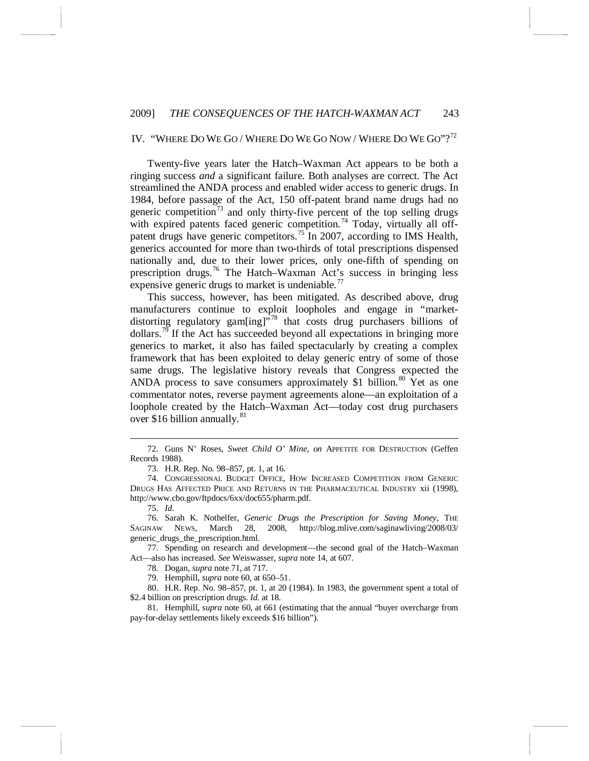## IV. "WHERE DO WE GO / WHERE DO WE GO NOW / WHERE DO WE GO"?[72]

Twenty-five years later the Hatch–Waxman Act appears to be both a ringing success *and* a significant failure. Both analyses are correct. The Act streamlined the ANDA process and enabled wider access to generic drugs. In 1984, before passage of the Act, 150 off-patent brand name drugs had no generic competition[73] and only thirty-five percent of the top selling drugs with expired patents faced generic competition.[74] Today, virtually all off-patent drugs have generic competitors.[75] In 2007, according to IMS Health, generics accounted for more than two-thirds of total prescriptions dispensed nationally and, due to their lower prices, only one-fifth of spending on prescription drugs.[76] The Hatch–Waxman Act's success in bringing less expensive generic drugs to market is undeniable.[77]

This success, however, has been mitigated. As described above, drug manufacturers continue to exploit loopholes and engage in "market-distorting regulatory gam[ing]"[78] that costs drug purchasers billions of dollars.[79] If the Act has succeeded beyond all expectations in bringing more generics to market, it also has failed spectacularly by creating a complex framework that has been exploited to delay generic entry of some of those same drugs. The legislative history reveals that Congress expected the ANDA process to save consumers approximately \$1 billion.[80] Yet as one commentator notes, reverse payment agreements alone—an exploitation of a loophole created by the Hatch–Waxman Act—today cost drug purchasers over \$16 billion annually.[81]

---

72. Guns N' Roses, *Sweet Child O' Mine*, *on* APPETITE FOR DESTRUCTION (Geffen Records 1988).

73. H.R. Rep. No. 98–857, pt. 1, at 16.

74. CONGRESSIONAL BUDGET OFFICE, HOW INCREASED COMPETITION FROM GENERIC DRUGS HAS AFFECTED PRICE AND RETURNS IN THE PHARMACEUTICAL INDUSTRY xii (1998), http://www.cbo.gov/ftpdocs/6xx/doc655/pharm.pdf.

75. *Id.*

76. Sarah K. Nothelfer, *Generic Drugs the Prescription for Saving Money*, THE SAGINAW NEWS, March 28, 2008, http://blog.mlive.com/saginawliving/2008/03/generic_drugs_the_prescription.html.

77. Spending on research and development—the second goal of the Hatch–Waxman Act—also has increased. *See* Weiswasser, *supra* note 14, at 607.

78. Dogan, *supra* note 71, at 717.

79. Hemphill, *supra* note 60, at 650–51.

80. H.R. Rep. No. 98–857, pt. 1, at 20 (1984). In 1983, the government spent a total of \$2.4 billion on prescription drugs. *Id.* at 18.

81. Hemphill, *supra* note 60, at 661 (estimating that the annual "buyer overcharge from pay-for-delay settlements likely exceeds \$16 billion").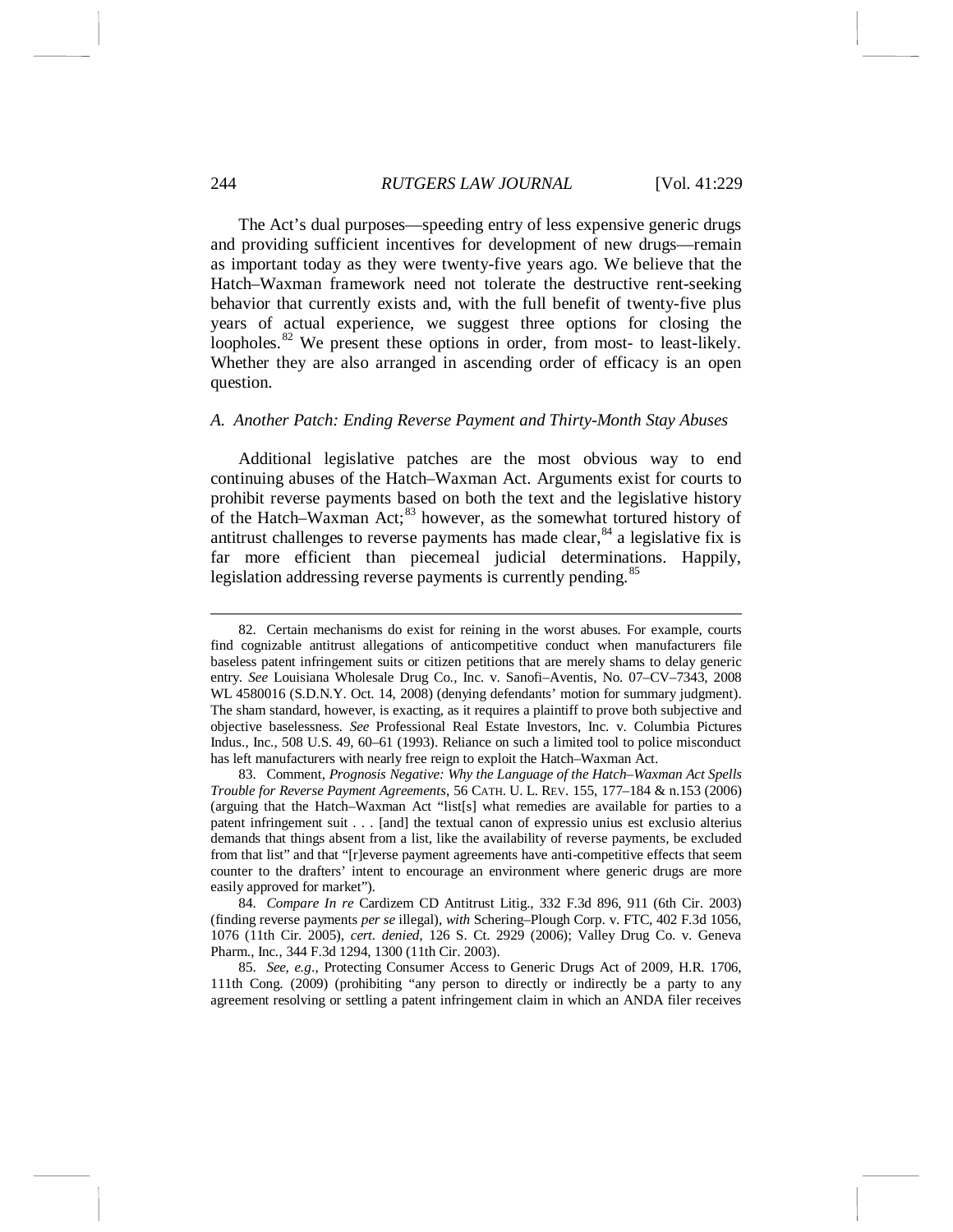The Act's dual purposes—speeding entry of less expensive generic drugs and providing sufficient incentives for development of new drugs—remain as important today as they were twenty-five years ago. We believe that the Hatch–Waxman framework need not tolerate the destructive rent-seeking behavior that currently exists and, with the full benefit of twenty-five plus years of actual experience, we suggest three options for closing the loopholes.[82] We present these options in order, from most- to least-likely. Whether they are also arranged in ascending order of efficacy is an open question.

### *A. Another Patch: Ending Reverse Payment and Thirty-Month Stay Abuses*

Additional legislative patches are the most obvious way to end continuing abuses of the Hatch–Waxman Act. Arguments exist for courts to prohibit reverse payments based on both the text and the legislative history of the Hatch–Waxman Act;[83] however, as the somewhat tortured history of antitrust challenges to reverse payments has made clear,[84] a legislative fix is far more efficient than piecemeal judicial determinations. Happily, legislation addressing reverse payments is currently pending.[85]

---

82. Certain mechanisms do exist for reining in the worst abuses. For example, courts find cognizable antitrust allegations of anticompetitive conduct when manufacturers file baseless patent infringement suits or citizen petitions that are merely shams to delay generic entry. *See* Louisiana Wholesale Drug Co., Inc. v. Sanofi–Aventis, No. 07–CV–7343, 2008 WL 4580016 (S.D.N.Y. Oct. 14, 2008) (denying defendants' motion for summary judgment). The sham standard, however, is exacting, as it requires a plaintiff to prove both subjective and objective baselessness. *See* Professional Real Estate Investors, Inc. v. Columbia Pictures Indus., Inc., 508 U.S. 49, 60–61 (1993). Reliance on such a limited tool to police misconduct has left manufacturers with nearly free reign to exploit the Hatch–Waxman Act.

83. Comment, *Prognosis Negative: Why the Language of the Hatch–Waxman Act Spells Trouble for Reverse Payment Agreements*, 56 CATH. U. L. REV. 155, 177–184 & n.153 (2006) (arguing that the Hatch–Waxman Act "list[s] what remedies are available for parties to a patent infringement suit . . . [and] the textual canon of expressio unius est exclusio alterius demands that things absent from a list, like the availability of reverse payments, be excluded from that list" and that "[r]everse payment agreements have anti-competitive effects that seem counter to the drafters' intent to encourage an environment where generic drugs are more easily approved for market").

84. *Compare In re* Cardizem CD Antitrust Litig., 332 F.3d 896, 911 (6th Cir. 2003) (finding reverse payments *per se* illegal), *with* Schering–Plough Corp. v. FTC, 402 F.3d 1056, 1076 (11th Cir. 2005), *cert. denied*, 126 S. Ct. 2929 (2006); Valley Drug Co. v. Geneva Pharm., Inc., 344 F.3d 1294, 1300 (11th Cir. 2003).

85. *See, e.g.*, Protecting Consumer Access to Generic Drugs Act of 2009, H.R. 1706, 111th Cong. (2009) (prohibiting "any person to directly or indirectly be a party to any agreement resolving or settling a patent infringement claim in which an ANDA filer receives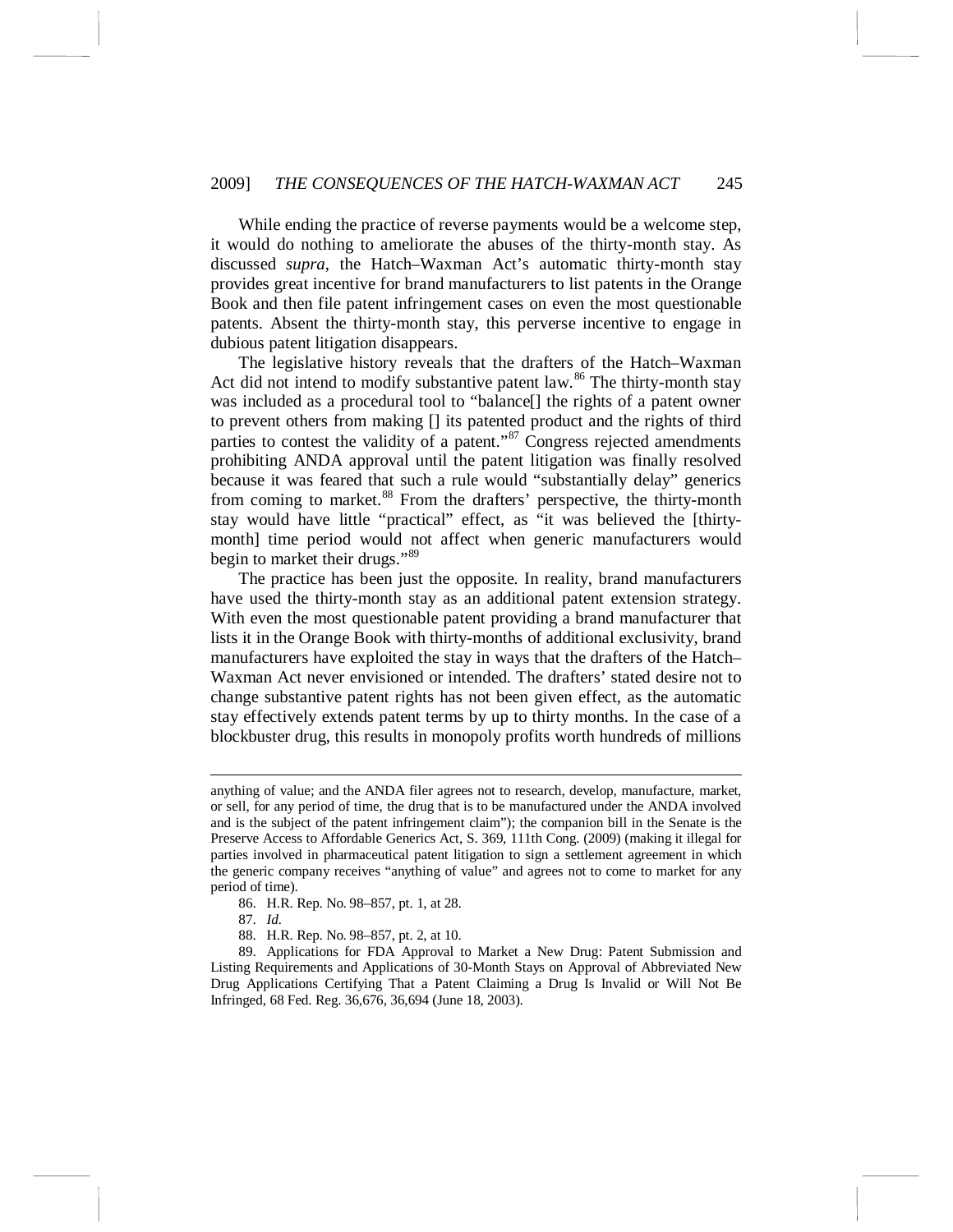While ending the practice of reverse payments would be a welcome step, it would do nothing to ameliorate the abuses of the thirty-month stay. As discussed *supra*, the Hatch–Waxman Act's automatic thirty-month stay provides great incentive for brand manufacturers to list patents in the Orange Book and then file patent infringement cases on even the most questionable patents. Absent the thirty-month stay, this perverse incentive to engage in dubious patent litigation disappears.

The legislative history reveals that the drafters of the Hatch–Waxman Act did not intend to modify substantive patent law.[86] The thirty-month stay was included as a procedural tool to "balance[] the rights of a patent owner to prevent others from making [] its patented product and the rights of third parties to contest the validity of a patent."[87] Congress rejected amendments prohibiting ANDA approval until the patent litigation was finally resolved because it was feared that such a rule would "substantially delay" generics from coming to market.[88] From the drafters' perspective, the thirty-month stay would have little "practical" effect, as "it was believed the [thirty-month] time period would not affect when generic manufacturers would begin to market their drugs."[89]

The practice has been just the opposite. In reality, brand manufacturers have used the thirty-month stay as an additional patent extension strategy. With even the most questionable patent providing a brand manufacturer that lists it in the Orange Book with thirty-months of additional exclusivity, brand manufacturers have exploited the stay in ways that the drafters of the Hatch–Waxman Act never envisioned or intended. The drafters' stated desire not to change substantive patent rights has not been given effect, as the automatic stay effectively extends patent terms by up to thirty months. In the case of a blockbuster drug, this results in monopoly profits worth hundreds of millions

---

anything of value; and the ANDA filer agrees not to research, develop, manufacture, market, or sell, for any period of time, the drug that is to be manufactured under the ANDA involved and is the subject of the patent infringement claim"); the companion bill in the Senate is the Preserve Access to Affordable Generics Act, S. 369, 111th Cong. (2009) (making it illegal for parties involved in pharmaceutical patent litigation to sign a settlement agreement in which the generic company receives "anything of value" and agrees not to come to market for any period of time).

86. H.R. Rep. No. 98–857, pt. 1, at 28.

87. *Id.*

88. H.R. Rep. No. 98–857, pt. 2, at 10.

89. Applications for FDA Approval to Market a New Drug: Patent Submission and Listing Requirements and Applications of 30-Month Stays on Approval of Abbreviated New Drug Applications Certifying That a Patent Claiming a Drug Is Invalid or Will Not Be Infringed, 68 Fed. Reg. 36,676, 36,694 (June 18, 2003).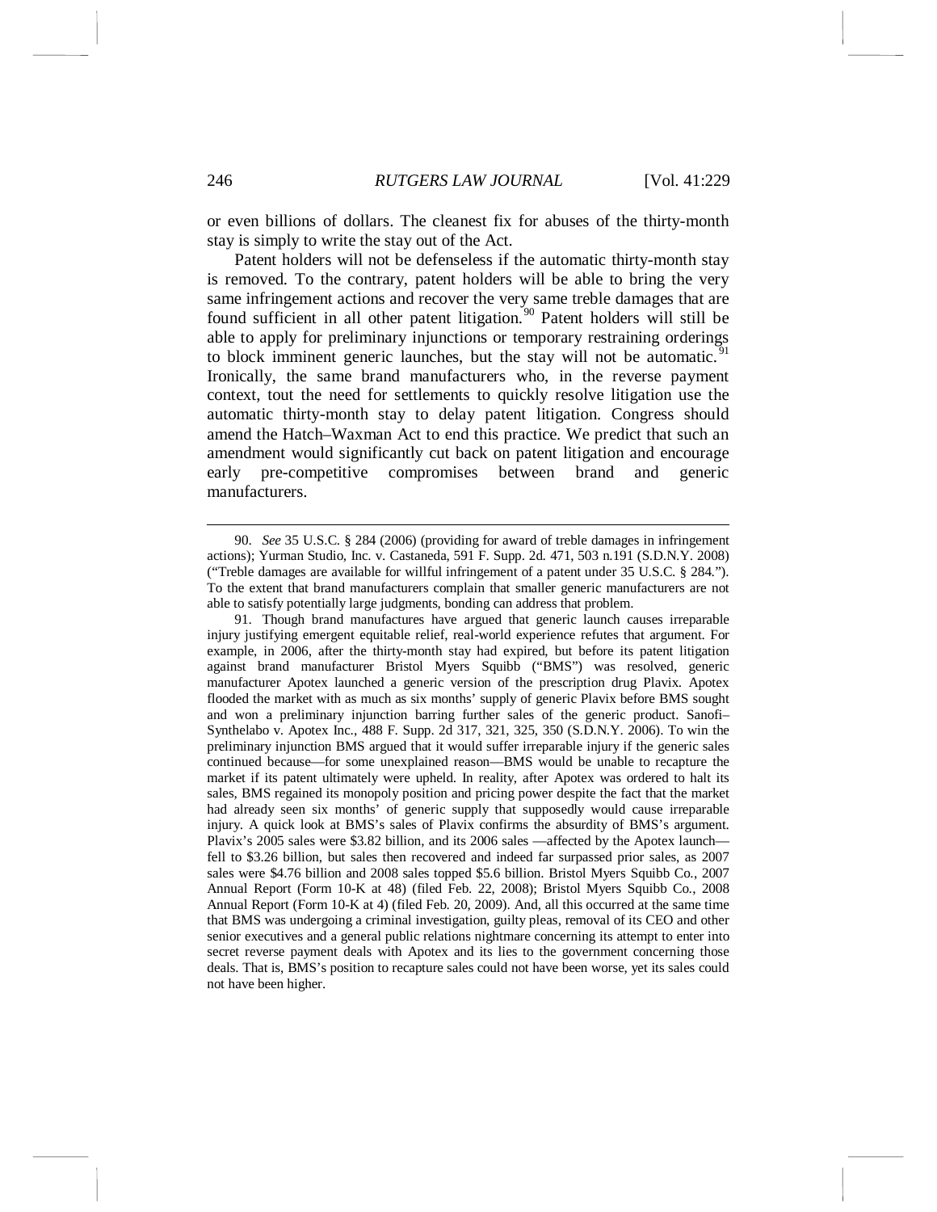or even billions of dollars. The cleanest fix for abuses of the thirty-month stay is simply to write the stay out of the Act.

Patent holders will not be defenseless if the automatic thirty-month stay is removed. To the contrary, patent holders will be able to bring the very same infringement actions and recover the very same treble damages that are found sufficient in all other patent litigation.[90] Patent holders will still be able to apply for preliminary injunctions or temporary restraining orderings to block imminent generic launches, but the stay will not be automatic.[91] Ironically, the same brand manufacturers who, in the reverse payment context, tout the need for settlements to quickly resolve litigation use the automatic thirty-month stay to delay patent litigation. Congress should amend the Hatch–Waxman Act to end this practice. We predict that such an amendment would significantly cut back on patent litigation and encourage early pre-competitive compromises between brand and generic manufacturers.

---

90. *See* 35 U.S.C. § 284 (2006) (providing for award of treble damages in infringement actions); Yurman Studio, Inc. v. Castaneda, 591 F. Supp. 2d. 471, 503 n.191 (S.D.N.Y. 2008) ("Treble damages are available for willful infringement of a patent under 35 U.S.C. § 284."). To the extent that brand manufacturers complain that smaller generic manufacturers are not able to satisfy potentially large judgments, bonding can address that problem.

91. Though brand manufactures have argued that generic launch causes irreparable injury justifying emergent equitable relief, real-world experience refutes that argument. For example, in 2006, after the thirty-month stay had expired, but before its patent litigation against brand manufacturer Bristol Myers Squibb ("BMS") was resolved, generic manufacturer Apotex launched a generic version of the prescription drug Plavix. Apotex flooded the market with as much as six months' supply of generic Plavix before BMS sought and won a preliminary injunction barring further sales of the generic product. Sanofi–Synthelabo v. Apotex Inc., 488 F. Supp. 2d 317, 321, 325, 350 (S.D.N.Y. 2006). To win the preliminary injunction BMS argued that it would suffer irreparable injury if the generic sales continued because—for some unexplained reason—BMS would be unable to recapture the market if its patent ultimately were upheld. In reality, after Apotex was ordered to halt its sales, BMS regained its monopoly position and pricing power despite the fact that the market had already seen six months' of generic supply that supposedly would cause irreparable injury. A quick look at BMS's sales of Plavix confirms the absurdity of BMS's argument. Plavix's 2005 sales were $3.82 billion, and its 2006 sales —affected by the Apotex launch—fell to $3.26 billion, but sales then recovered and indeed far surpassed prior sales, as 2007 sales were $4.76 billion and 2008 sales topped $5.6 billion. Bristol Myers Squibb Co., 2007 Annual Report (Form 10-K at 48) (filed Feb. 22, 2008); Bristol Myers Squibb Co., 2008 Annual Report (Form 10-K at 4) (filed Feb. 20, 2009). And, all this occurred at the same time that BMS was undergoing a criminal investigation, guilty pleas, removal of its CEO and other senior executives and a general public relations nightmare concerning its attempt to enter into secret reverse payment deals with Apotex and its lies to the government concerning those deals. That is, BMS's position to recapture sales could not have been worse, yet its sales could not have been higher.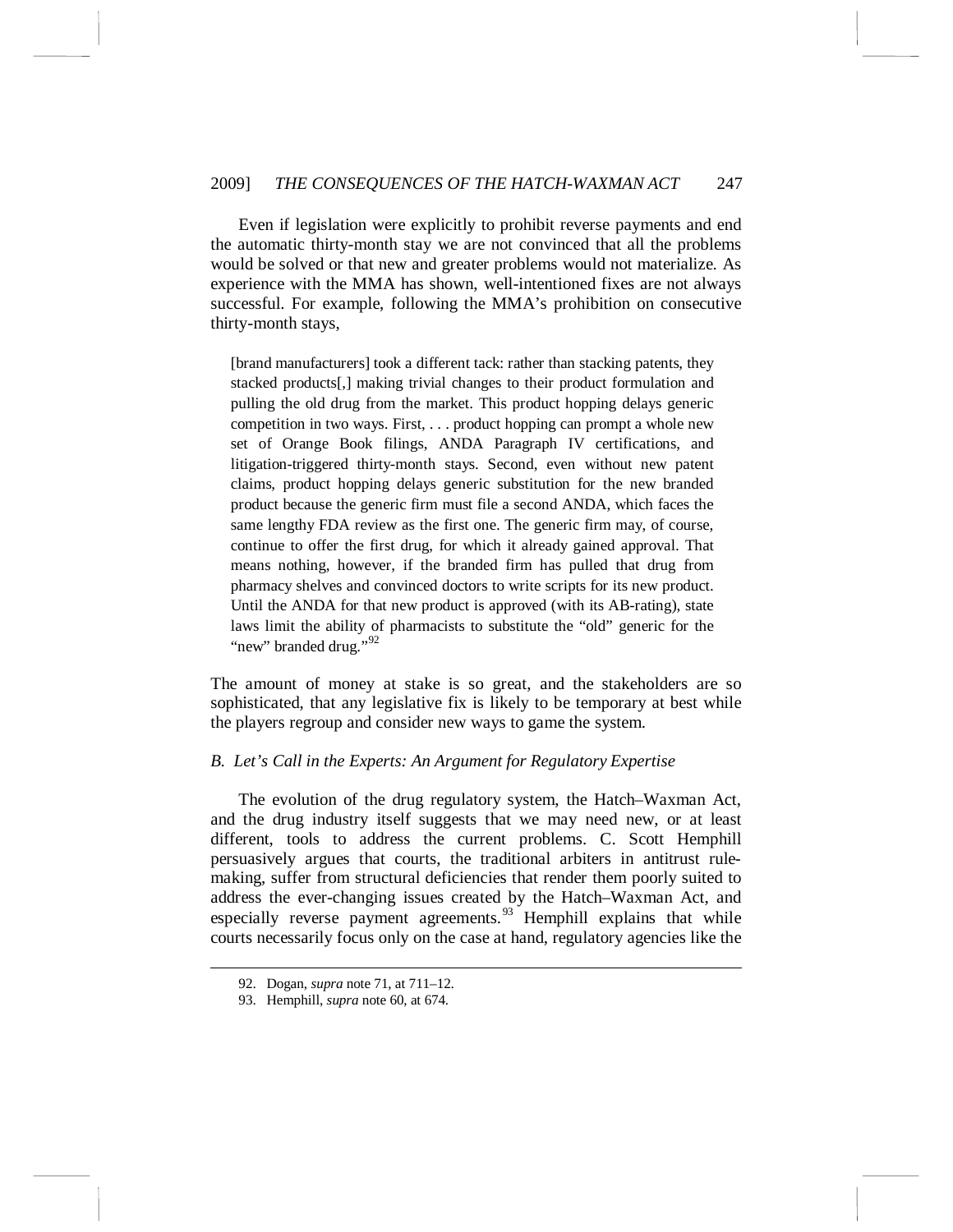Even if legislation were explicitly to prohibit reverse payments and end the automatic thirty-month stay we are not convinced that all the problems would be solved or that new and greater problems would not materialize. As experience with the MMA has shown, well-intentioned fixes are not always successful. For example, following the MMA's prohibition on consecutive thirty-month stays,

> [brand manufacturers] took a different tack: rather than stacking patents, they stacked products[,] making trivial changes to their product formulation and pulling the old drug from the market. This product hopping delays generic competition in two ways. First, . . . product hopping can prompt a whole new set of Orange Book filings, ANDA Paragraph IV certifications, and litigation-triggered thirty-month stays. Second, even without new patent claims, product hopping delays generic substitution for the new branded product because the generic firm must file a second ANDA, which faces the same lengthy FDA review as the first one. The generic firm may, of course, continue to offer the first drug, for which it already gained approval. That means nothing, however, if the branded firm has pulled that drug from pharmacy shelves and convinced doctors to write scripts for its new product. Until the ANDA for that new product is approved (with its AB-rating), state laws limit the ability of pharmacists to substitute the "old" generic for the "new" branded drug."[92]

The amount of money at stake is so great, and the stakeholders are so sophisticated, that any legislative fix is likely to be temporary at best while the players regroup and consider new ways to game the system.

### *B. Let's Call in the Experts: An Argument for Regulatory Expertise*

The evolution of the drug regulatory system, the Hatch–Waxman Act, and the drug industry itself suggests that we may need new, or at least different, tools to address the current problems. C. Scott Hemphill persuasively argues that courts, the traditional arbiters in antitrust rule-making, suffer from structural deficiencies that render them poorly suited to address the ever-changing issues created by the Hatch–Waxman Act, and especially reverse payment agreements.[93] Hemphill explains that while courts necessarily focus only on the case at hand, regulatory agencies like the

---

92. Dogan, *supra* note 71, at 711–12.

93. Hemphill, *supra* note 60, at 674.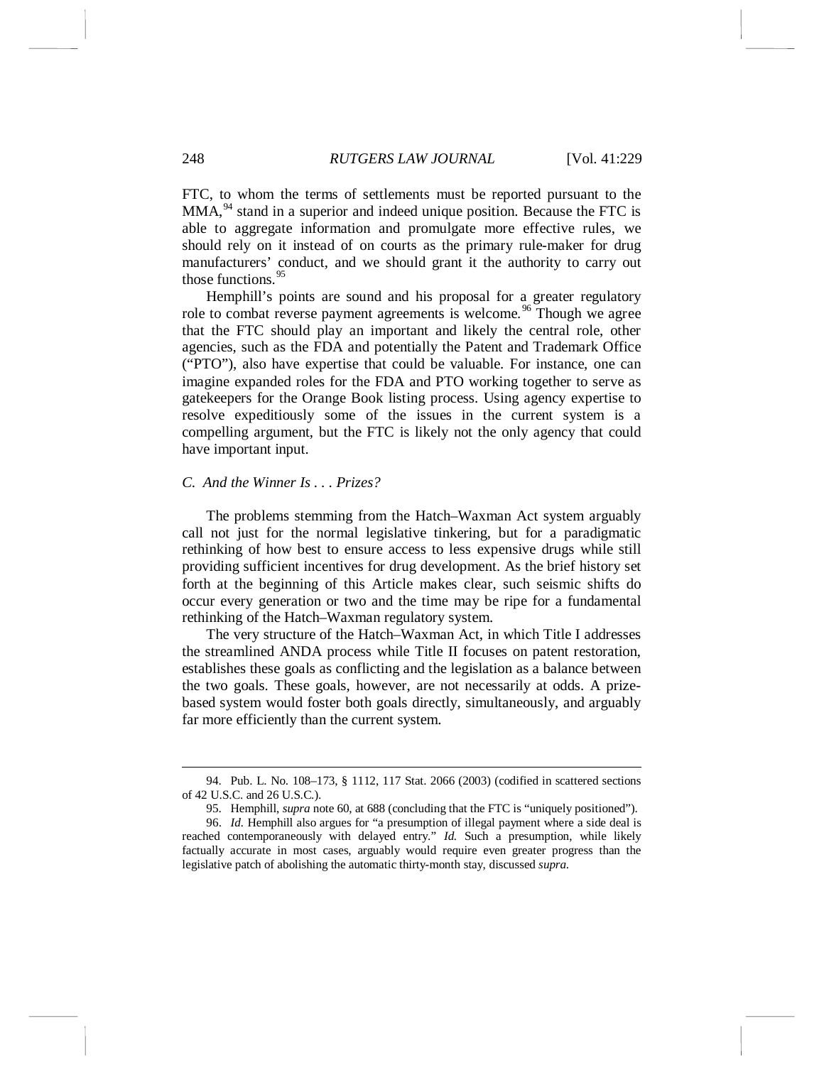FTC, to whom the terms of settlements must be reported pursuant to the MMA,[94] stand in a superior and indeed unique position. Because the FTC is able to aggregate information and promulgate more effective rules, we should rely on it instead of on courts as the primary rule-maker for drug manufacturers' conduct, and we should grant it the authority to carry out those functions.[95]

Hemphill's points are sound and his proposal for a greater regulatory role to combat reverse payment agreements is welcome.[96] Though we agree that the FTC should play an important and likely the central role, other agencies, such as the FDA and potentially the Patent and Trademark Office ("PTO"), also have expertise that could be valuable. For instance, one can imagine expanded roles for the FDA and PTO working together to serve as gatekeepers for the Orange Book listing process. Using agency expertise to resolve expeditiously some of the issues in the current system is a compelling argument, but the FTC is likely not the only agency that could have important input.

### *C. And the Winner Is . . . Prizes?*

The problems stemming from the Hatch–Waxman Act system arguably call not just for the normal legislative tinkering, but for a paradigmatic rethinking of how best to ensure access to less expensive drugs while still providing sufficient incentives for drug development. As the brief history set forth at the beginning of this Article makes clear, such seismic shifts do occur every generation or two and the time may be ripe for a fundamental rethinking of the Hatch–Waxman regulatory system.

The very structure of the Hatch–Waxman Act, in which Title I addresses the streamlined ANDA process while Title II focuses on patent restoration, establishes these goals as conflicting and the legislation as a balance between the two goals. These goals, however, are not necessarily at odds. A prize-based system would foster both goals directly, simultaneously, and arguably far more efficiently than the current system.

---

94. Pub. L. No. 108–173, § 1112, 117 Stat. 2066 (2003) (codified in scattered sections of 42 U.S.C. and 26 U.S.C.).

95. Hemphill, *supra* note 60, at 688 (concluding that the FTC is "uniquely positioned").

96. *Id.* Hemphill also argues for "a presumption of illegal payment where a side deal is reached contemporaneously with delayed entry." *Id.* Such a presumption, while likely factually accurate in most cases, arguably would require even greater progress than the legislative patch of abolishing the automatic thirty-month stay, discussed *supra*.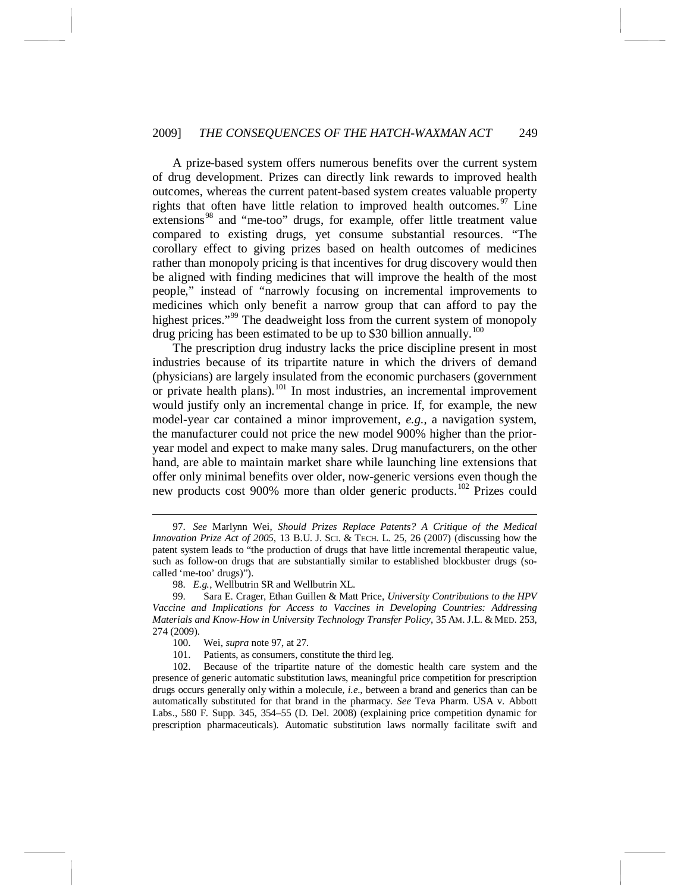A prize-based system offers numerous benefits over the current system of drug development. Prizes can directly link rewards to improved health outcomes, whereas the current patent-based system creates valuable property rights that often have little relation to improved health outcomes.[97] Line extensions[98] and "me-too" drugs, for example, offer little treatment value compared to existing drugs, yet consume substantial resources. "The corollary effect to giving prizes based on health outcomes of medicines rather than monopoly pricing is that incentives for drug discovery would then be aligned with finding medicines that will improve the health of the most people," instead of "narrowly focusing on incremental improvements to medicines which only benefit a narrow group that can afford to pay the highest prices."[99] The deadweight loss from the current system of monopoly drug pricing has been estimated to be up to $30 billion annually.[100]

The prescription drug industry lacks the price discipline present in most industries because of its tripartite nature in which the drivers of demand (physicians) are largely insulated from the economic purchasers (government or private health plans).[101] In most industries, an incremental improvement would justify only an incremental change in price. If, for example, the new model-year car contained a minor improvement, *e.g.*, a navigation system, the manufacturer could not price the new model 900% higher than the prior-year model and expect to make many sales. Drug manufacturers, on the other hand, are able to maintain market share while launching line extensions that offer only minimal benefits over older, now-generic versions even though the new products cost 900% more than older generic products.[102] Prizes could

---

97. *See* Marlynn Wei, *Should Prizes Replace Patents? A Critique of the Medical Innovation Prize Act of 2005*, 13 B.U. J. SCI. & TECH. L. 25, 26 (2007) (discussing how the patent system leads to "the production of drugs that have little incremental therapeutic value, such as follow-on drugs that are substantially similar to established blockbuster drugs (so-called 'me-too' drugs)").

98. *E.g.*, Wellbutrin SR and Wellbutrin XL.

99. Sara E. Crager, Ethan Guillen & Matt Price, *University Contributions to the HPV Vaccine and Implications for Access to Vaccines in Developing Countries: Addressing Materials and Know-How in University Technology Transfer Policy*, 35 AM. J.L. & MED. 253, 274 (2009).

100. Wei, *supra* note 97, at 27.

101. Patients, as consumers, constitute the third leg.

102. Because of the tripartite nature of the domestic health care system and the presence of generic automatic substitution laws, meaningful price competition for prescription drugs occurs generally only within a molecule, *i.e.*, between a brand and generics than can be automatically substituted for that brand in the pharmacy. *See* Teva Pharm. USA v. Abbott Labs., 580 F. Supp. 345, 354–55 (D. Del. 2008) (explaining price competition dynamic for prescription pharmaceuticals). Automatic substitution laws normally facilitate swift and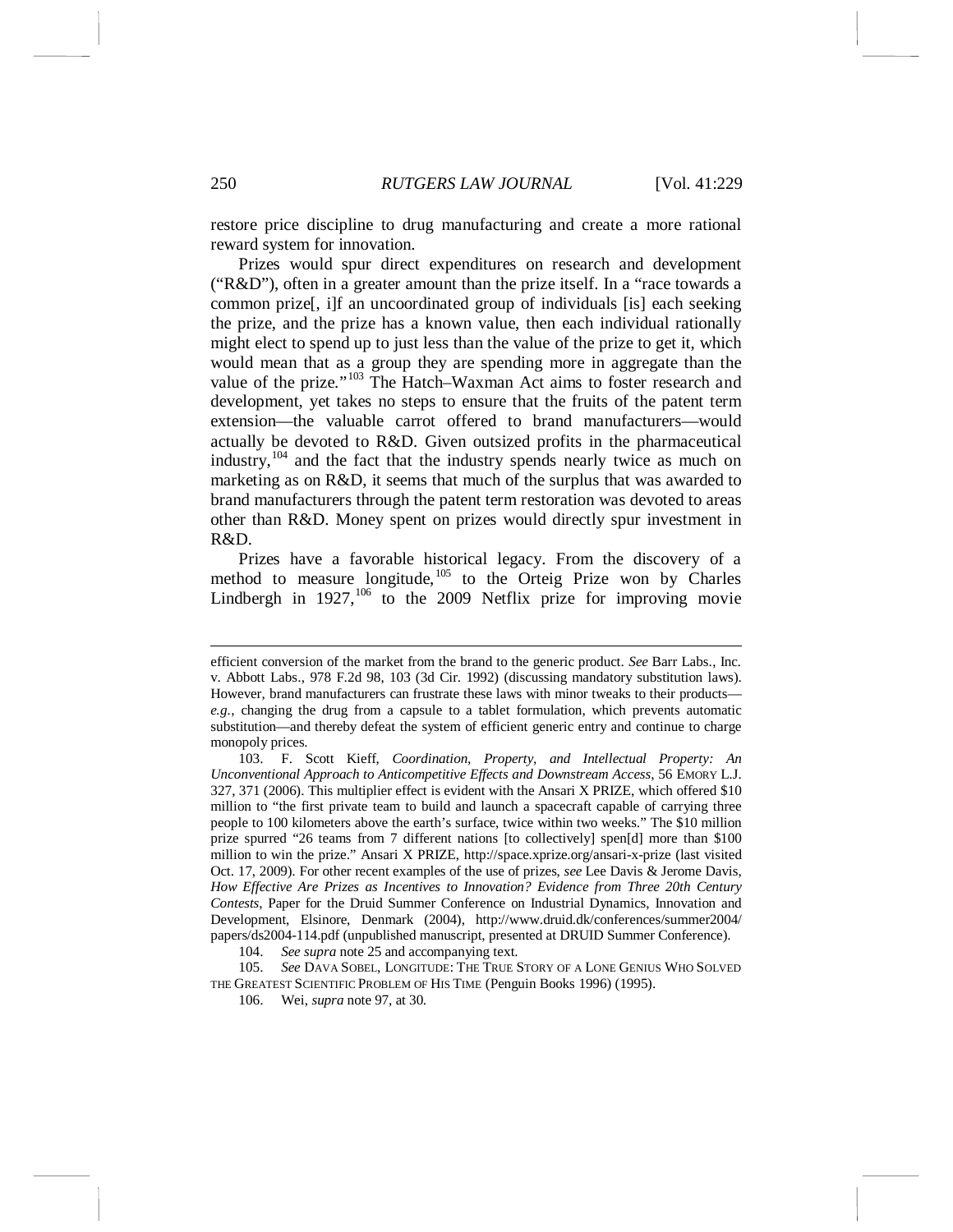restore price discipline to drug manufacturing and create a more rational reward system for innovation.

Prizes would spur direct expenditures on research and development ("R&D"), often in a greater amount than the prize itself. In a "race towards a common prize[, i]f an uncoordinated group of individuals [is] each seeking the prize, and the prize has a known value, then each individual rationally might elect to spend up to just less than the value of the prize to get it, which would mean that as a group they are spending more in aggregate than the value of the prize."[103] The Hatch–Waxman Act aims to foster research and development, yet takes no steps to ensure that the fruits of the patent term extension—the valuable carrot offered to brand manufacturers—would actually be devoted to R&D. Given outsized profits in the pharmaceutical industry,[104] and the fact that the industry spends nearly twice as much on marketing as on R&D, it seems that much of the surplus that was awarded to brand manufacturers through the patent term restoration was devoted to areas other than R&D. Money spent on prizes would directly spur investment in R&D.

Prizes have a favorable historical legacy. From the discovery of a method to measure longitude,[105] to the Orteig Prize won by Charles Lindbergh in 1927,[106] to the 2009 Netflix prize for improving movie

---

efficient conversion of the market from the brand to the generic product. *See* Barr Labs., Inc. v. Abbott Labs., 978 F.2d 98, 103 (3d Cir. 1992) (discussing mandatory substitution laws). However, brand manufacturers can frustrate these laws with minor tweaks to their products—*e.g.*, changing the drug from a capsule to a tablet formulation, which prevents automatic substitution—and thereby defeat the system of efficient generic entry and continue to charge monopoly prices.

103. F. Scott Kieff, *Coordination, Property, and Intellectual Property: An Unconventional Approach to Anticompetitive Effects and Downstream Access*, 56 EMORY L.J. 327, 371 (2006). This multiplier effect is evident with the Ansari X PRIZE, which offered $10 million to "the first private team to build and launch a spacecraft capable of carrying three people to 100 kilometers above the earth's surface, twice within two weeks." The $10 million prize spurred "26 teams from 7 different nations [to collectively] spen[d] more than $100 million to win the prize." Ansari X PRIZE, http://space.xprize.org/ansari-x-prize (last visited Oct. 17, 2009). For other recent examples of the use of prizes, *see* Lee Davis & Jerome Davis, *How Effective Are Prizes as Incentives to Innovation? Evidence from Three 20th Century Contests*, Paper for the Druid Summer Conference on Industrial Dynamics, Innovation and Development, Elsinore, Denmark (2004), http://www.druid.dk/conferences/summer2004/papers/ds2004-114.pdf (unpublished manuscript, presented at DRUID Summer Conference).

104. *See supra* note 25 and accompanying text.

105. *See* DAVA SOBEL, LONGITUDE: THE TRUE STORY OF A LONE GENIUS WHO SOLVED THE GREATEST SCIENTIFIC PROBLEM OF HIS TIME (Penguin Books 1996) (1995).

106. Wei, *supra* note 97, at 30.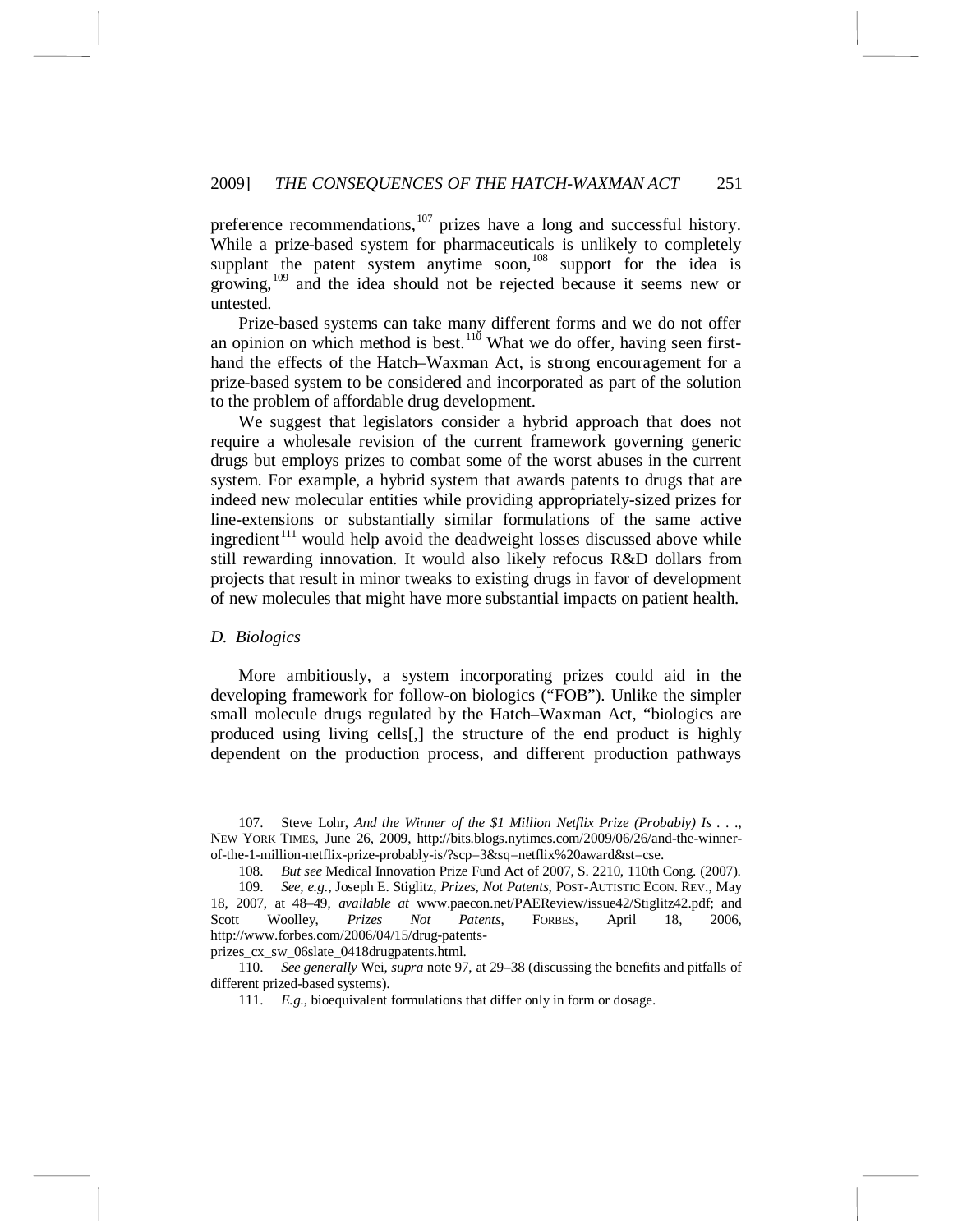preference recommendations,[107] prizes have a long and successful history. While a prize-based system for pharmaceuticals is unlikely to completely supplant the patent system anytime soon,[108] support for the idea is growing,[109] and the idea should not be rejected because it seems new or untested.

Prize-based systems can take many different forms and we do not offer an opinion on which method is best.[110] What we do offer, having seen first-hand the effects of the Hatch–Waxman Act, is strong encouragement for a prize-based system to be considered and incorporated as part of the solution to the problem of affordable drug development.

We suggest that legislators consider a hybrid approach that does not require a wholesale revision of the current framework governing generic drugs but employs prizes to combat some of the worst abuses in the current system. For example, a hybrid system that awards patents to drugs that are indeed new molecular entities while providing appropriately-sized prizes for line-extensions or substantially similar formulations of the same active ingredient[111] would help avoid the deadweight losses discussed above while still rewarding innovation. It would also likely refocus R&D dollars from projects that result in minor tweaks to existing drugs in favor of development of new molecules that might have more substantial impacts on patient health.

### *D. Biologics*

More ambitiously, a system incorporating prizes could aid in the developing framework for follow-on biologics ("FOB"). Unlike the simpler small molecule drugs regulated by the Hatch–Waxman Act, "biologics are produced using living cells[,] the structure of the end product is highly dependent on the production process, and different production pathways

---

107. Steve Lohr, *And the Winner of the $1 Million Netflix Prize (Probably) Is . . .*, NEW YORK TIMES, June 26, 2009, http://bits.blogs.nytimes.com/2009/06/26/and-the-winner-of-the-1-million-netflix-prize-probably-is/?scp=3&sq=netflix%20award&st=cse.

108. *But see* Medical Innovation Prize Fund Act of 2007, S. 2210, 110th Cong. (2007).

109. *See, e.g.*, Joseph E. Stiglitz, *Prizes, Not Patents*, POST-AUTISTIC ECON. REV., May 18, 2007, at 48–49, *available at* www.paecon.net/PAEReview/issue42/Stiglitz42.pdf; and Scott Woolley, *Prizes Not Patents*, FORBES, April 18, 2006, http://www.forbes.com/2006/04/15/drug-patents-prizes_cx_sw_06slate_0418drugpatents.html.

110. *See generally* Wei, *supra* note 97, at 29–38 (discussing the benefits and pitfalls of different prized-based systems).

111. *E.g.*, bioequivalent formulations that differ only in form or dosage.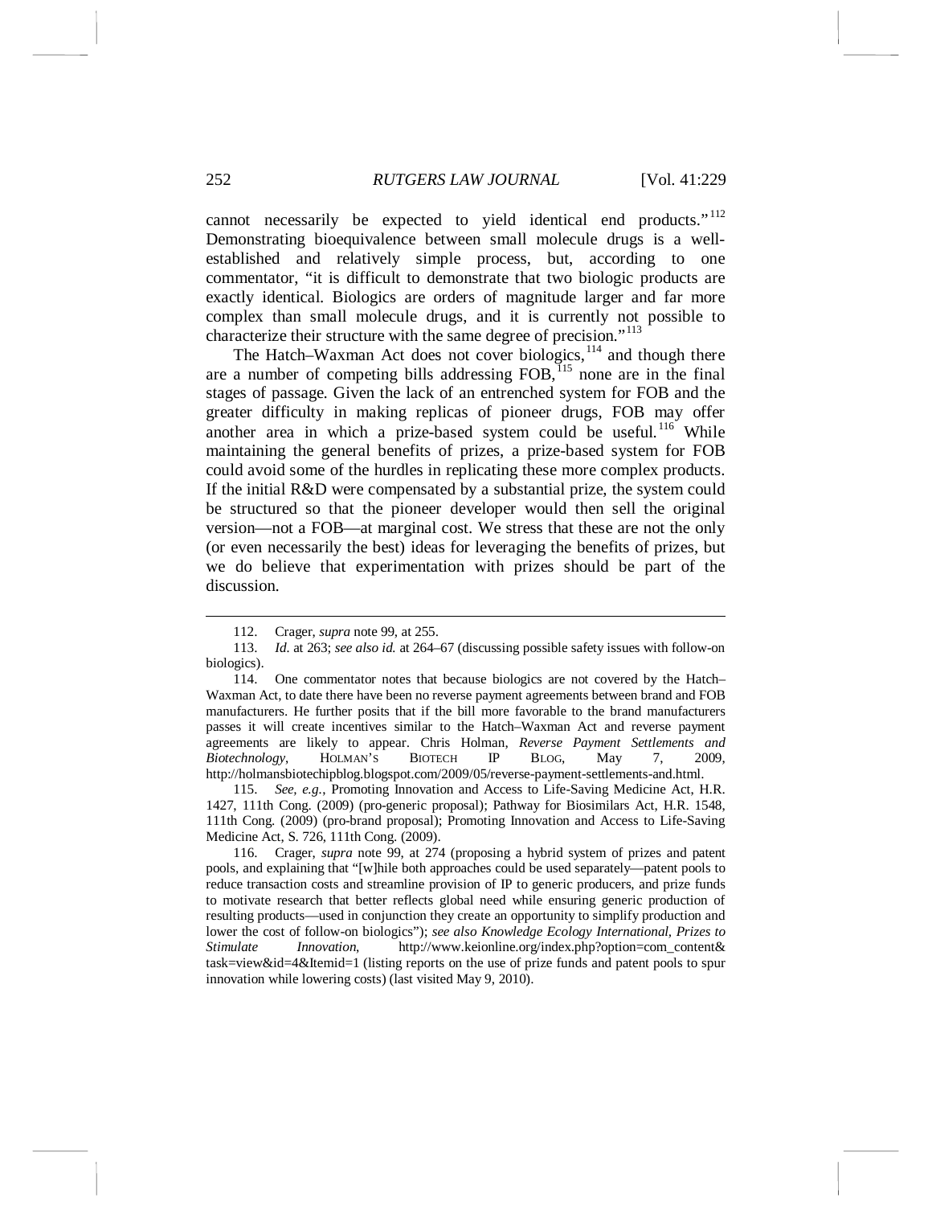cannot necessarily be expected to yield identical end products."[112] Demonstrating bioequivalence between small molecule drugs is a well-established and relatively simple process, but, according to one commentator, "it is difficult to demonstrate that two biologic products are exactly identical. Biologics are orders of magnitude larger and far more complex than small molecule drugs, and it is currently not possible to characterize their structure with the same degree of precision."[113]

The Hatch–Waxman Act does not cover biologics,[114] and though there are a number of competing bills addressing FOB,[115] none are in the final stages of passage. Given the lack of an entrenched system for FOB and the greater difficulty in making replicas of pioneer drugs, FOB may offer another area in which a prize-based system could be useful.[116] While maintaining the general benefits of prizes, a prize-based system for FOB could avoid some of the hurdles in replicating these more complex products. If the initial R&D were compensated by a substantial prize, the system could be structured so that the pioneer developer would then sell the original version—not a FOB—at marginal cost. We stress that these are not the only (or even necessarily the best) ideas for leveraging the benefits of prizes, but we do believe that experimentation with prizes should be part of the discussion.

---

112. Crager, *supra* note 99, at 255.

113. *Id.* at 263; *see also id.* at 264–67 (discussing possible safety issues with follow-on biologics).

114. One commentator notes that because biologics are not covered by the Hatch–Waxman Act, to date there have been no reverse payment agreements between brand and FOB manufacturers. He further posits that if the bill more favorable to the brand manufacturers passes it will create incentives similar to the Hatch–Waxman Act and reverse payment agreements are likely to appear. Chris Holman, *Reverse Payment Settlements and Biotechnology*, HOLMAN'S BIOTECH IP BLOG, May 7, 2009, http://holmansbiotechipblog.blogspot.com/2009/05/reverse-payment-settlements-and.html.

115. *See, e.g.*, Promoting Innovation and Access to Life-Saving Medicine Act, H.R. 1427, 111th Cong. (2009) (pro-generic proposal); Pathway for Biosimilars Act, H.R. 1548, 111th Cong. (2009) (pro-brand proposal); Promoting Innovation and Access to Life-Saving Medicine Act, S. 726, 111th Cong. (2009).

116. Crager, *supra* note 99, at 274 (proposing a hybrid system of prizes and patent pools, and explaining that "[w]hile both approaches could be used separately—patent pools to reduce transaction costs and streamline provision of IP to generic producers, and prize funds to motivate research that better reflects global need while ensuring generic production of resulting products—used in conjunction they create an opportunity to simplify production and lower the cost of follow-on biologics"); *see also Knowledge Ecology International, Prizes to Stimulate Innovation*, http://www.keionline.org/index.php?option=com_content&task=view&id=4&Itemid=1 (listing reports on the use of prize funds and patent pools to spur innovation while lowering costs) (last visited May 9, 2010).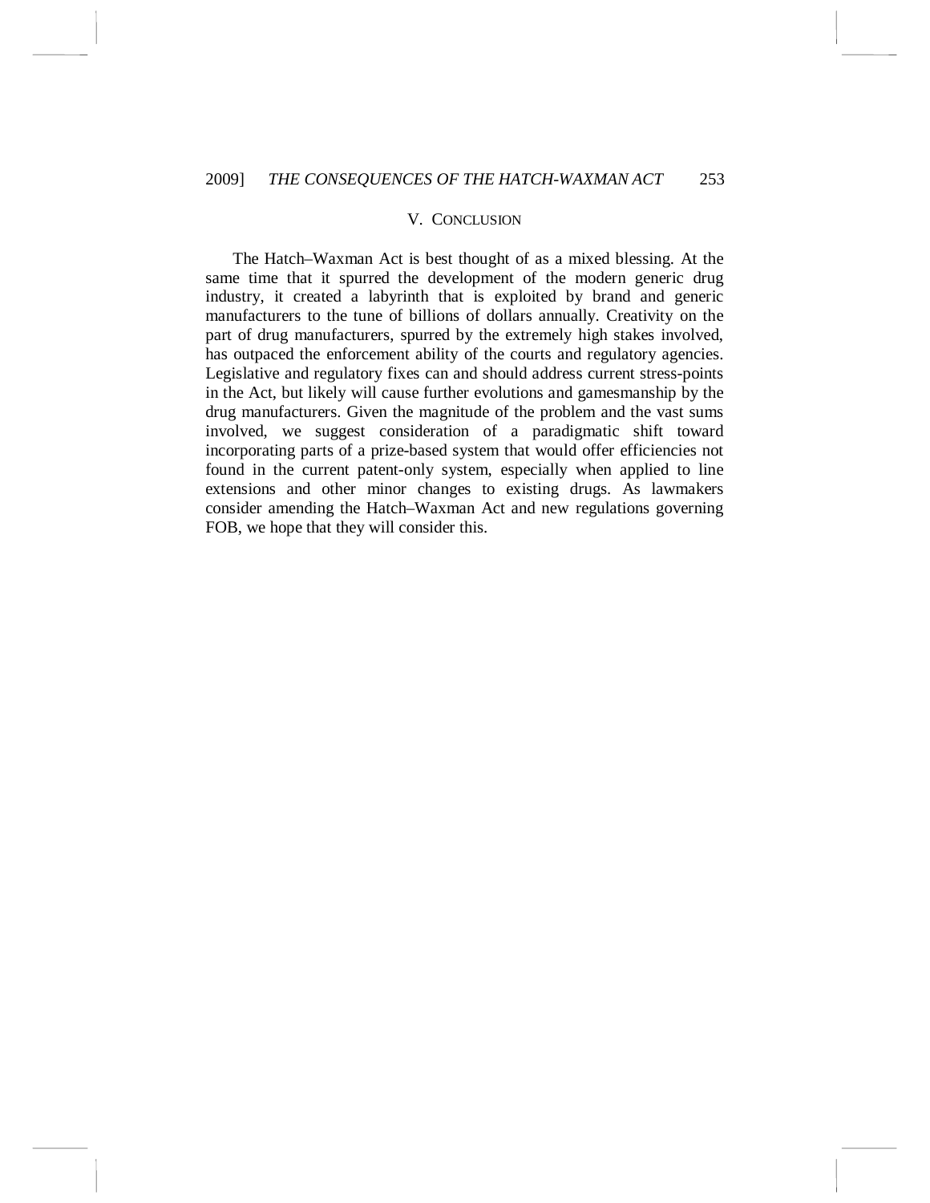## V. CONCLUSION

The Hatch–Waxman Act is best thought of as a mixed blessing. At the same time that it spurred the development of the modern generic drug industry, it created a labyrinth that is exploited by brand and generic manufacturers to the tune of billions of dollars annually. Creativity on the part of drug manufacturers, spurred by the extremely high stakes involved, has outpaced the enforcement ability of the courts and regulatory agencies. Legislative and regulatory fixes can and should address current stress-points in the Act, but likely will cause further evolutions and gamesmanship by the drug manufacturers. Given the magnitude of the problem and the vast sums involved, we suggest consideration of a paradigmatic shift toward incorporating parts of a prize-based system that would offer efficiencies not found in the current patent-only system, especially when applied to line extensions and other minor changes to existing drugs. As lawmakers consider amending the Hatch–Waxman Act and new regulations governing FOB, we hope that they will consider this.